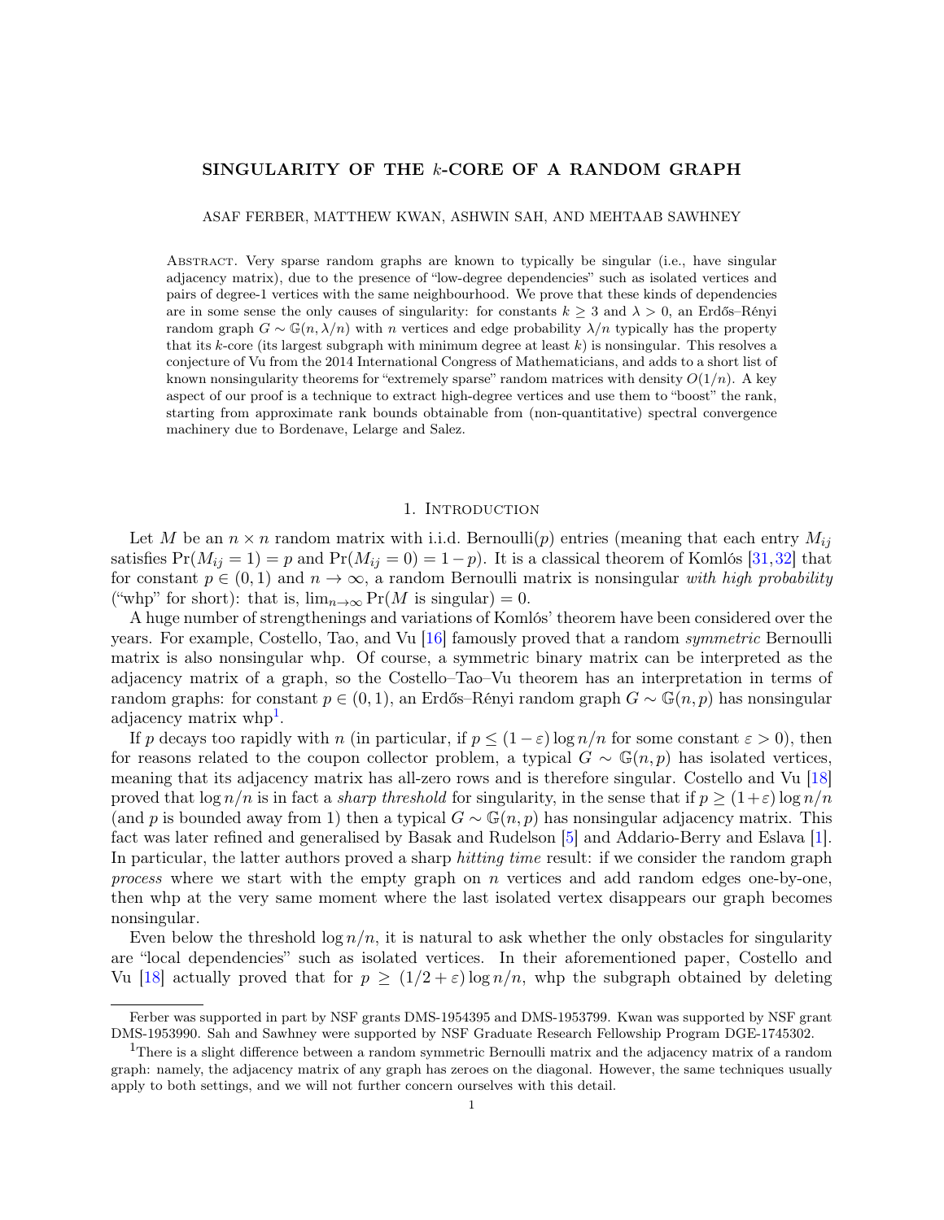# SINGULARITY OF THE $k$-CORE OF A RANDOM GRAPH

ASAF FERBER, MATTHEW KWAN, ASHWIN SAH, AND MEHTAAB SAWHNEY

Abstract. Very sparse random graphs are known to typically be singular (i.e., have singular adjacency matrix), due to the presence of "low-degree dependencies" such as isolated vertices and pairs of degree-1 vertices with the same neighbourhood. We prove that these kinds of dependencies are in some sense the only causes of singularity: for constants $k \geq 3$ and $\lambda > 0$, an Erdős–Rényi random graph $G \sim \mathbb{G}(n, \lambda/n)$ with $n$ vertices and edge probability $\lambda/n$ typically has the property that its $k$-core (its largest subgraph with minimum degree at least $k$) is nonsingular. This resolves a conjecture of Vu from the 2014 International Congress of Mathematicians, and adds to a short list of known nonsingularity theorems for "extremely sparse" random matrices with density $O(1/n)$. A key aspect of our proof is a technique to extract high-degree vertices and use them to "boost" the rank, starting from approximate rank bounds obtainable from (non-quantitative) spectral convergence machinery due to Bordenave, Lelarge and Salez.

## 1. Introduction

Let $M$ be an $n \times n$ random matrix with i.i.d. Bernoulli($p$) entries (meaning that each entry $M_{ij}$ satisfies $\Pr(M_{ij} = 1) = p$ and $\Pr(M_{ij} = 0) = 1 - p$). It is a classical theorem of Komlós [31,32] that for constant $p \in (0, 1)$ and $n \to \infty$, a random Bernoulli matrix is nonsingular *with high probability* ("whp" for short): that is, $\lim_{n\to\infty} \Pr(M \text{ is singular}) = 0$.

A huge number of strengthenings and variations of Komlós' theorem have been considered over the years. For example, Costello, Tao, and Vu [16] famously proved that a random *symmetric* Bernoulli matrix is also nonsingular whp. Of course, a symmetric binary matrix can be interpreted as the adjacency matrix of a graph, so the Costello–Tao–Vu theorem has an interpretation in terms of random graphs: for constant $p \in (0, 1)$, an Erdős–Rényi random graph $G \sim \mathbb{G}(n, p)$ has nonsingular adjacency matrix whp[1].

If $p$ decays too rapidly with $n$ (in particular, if $p \leq (1 - \varepsilon) \log n/n$ for some constant $\varepsilon > 0$), then for reasons related to the coupon collector problem, a typical $G \sim \mathbb{G}(n, p)$ has isolated vertices, meaning that its adjacency matrix has all-zero rows and is therefore singular. Costello and Vu [18] proved that $\log n/n$ is in fact a *sharp threshold* for singularity, in the sense that if $p \geq (1 + \varepsilon) \log n/n$ (and $p$ is bounded away from 1) then a typical $G \sim \mathbb{G}(n, p)$ has nonsingular adjacency matrix. This fact was later refined and generalised by Basak and Rudelson [5] and Addario-Berry and Eslava [1]. In particular, the latter authors proved a sharp *hitting time* result: if we consider the random graph *process* where we start with the empty graph on $n$ vertices and add random edges one-by-one, then whp at the very same moment where the last isolated vertex disappears our graph becomes nonsingular.

Even below the threshold $\log n/n$, it is natural to ask whether the only obstacles for singularity are "local dependencies" such as isolated vertices. In their aforementioned paper, Costello and Vu [18] actually proved that for $p \geq (1/2 + \varepsilon) \log n/n$, whp the subgraph obtained by deleting

---

Ferber was supported in part by NSF grants DMS-1954395 and DMS-1953799. Kwan was supported by NSF grant DMS-1953990. Sah and Sawhney were supported by NSF Graduate Research Fellowship Program DGE-1745302.

[1]There is a slight difference between a random symmetric Bernoulli matrix and the adjacency matrix of a random graph: namely, the adjacency matrix of any graph has zeroes on the diagonal. However, the same techniques usually apply to both settings, and we will not further concern ourselves with this detail.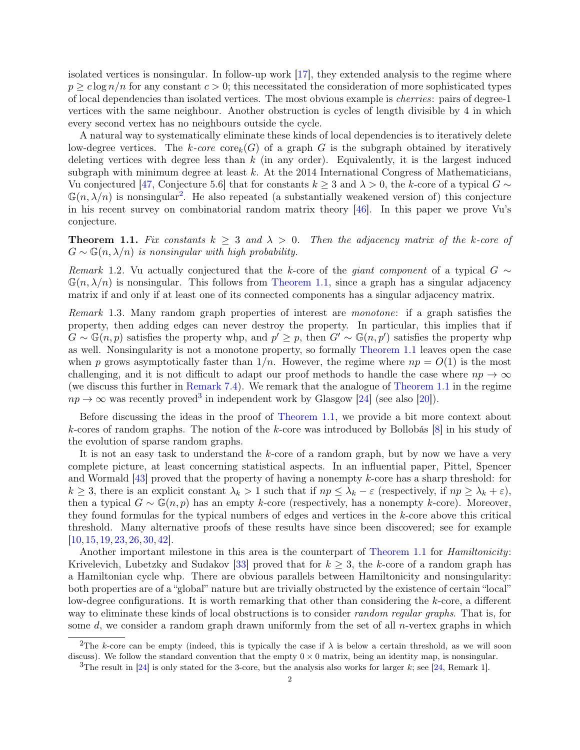isolated vertices is nonsingular. In follow-up work [17], they extended analysis to the regime where $p \geq c \log n/n$ for any constant $c > 0$; this necessitated the consideration of more sophisticated types of local dependencies than isolated vertices. The most obvious example is *cherries*: pairs of degree-1 vertices with the same neighbour. Another obstruction is cycles of length divisible by 4 in which every second vertex has no neighbours outside the cycle.

A natural way to systematically eliminate these kinds of local dependencies is to iteratively delete low-degree vertices. The *k-core* $\mathrm{core}_k(G)$ of a graph $G$ is the subgraph obtained by iteratively deleting vertices with degree less than $k$ (in any order). Equivalently, it is the largest induced subgraph with minimum degree at least $k$. At the 2014 International Congress of Mathematicians, Vu conjectured [47, Conjecture 5.6] that for constants $k \geq 3$ and $\lambda > 0$, the $k$-core of a typical $G \sim \mathbb{G}(n, \lambda/n)$ is nonsingular[2]. He also repeated (a substantially weakened version of) this conjecture in his recent survey on combinatorial random matrix theory [46]. In this paper we prove Vu's conjecture.

**Theorem 1.1.** *Fix constants $k \geq 3$ and $\lambda > 0$. Then the adjacency matrix of the $k$-core of $G \sim \mathbb{G}(n, \lambda/n)$ is nonsingular with high probability.*

*Remark* 1.2. Vu actually conjectured that the $k$-core of the *giant component* of a typical $G \sim \mathbb{G}(n, \lambda/n)$ is nonsingular. This follows from Theorem 1.1, since a graph has a singular adjacency matrix if and only if at least one of its connected components has a singular adjacency matrix.

*Remark* 1.3. Many random graph properties of interest are *monotone*: if a graph satisfies the property, then adding edges can never destroy the property. In particular, this implies that if $G \sim \mathbb{G}(n,p)$ satisfies the property whp, and $p' \geq p$, then $G' \sim \mathbb{G}(n,p')$ satisfies the property whp as well. Nonsingularity is not a monotone property, so formally Theorem 1.1 leaves open the case when $p$ grows asymptotically faster than $1/n$. However, the regime where $np = O(1)$ is the most challenging, and it is not difficult to adapt our proof methods to handle the case where $np \to \infty$ (we discuss this further in Remark 7.4). We remark that the analogue of Theorem 1.1 in the regime $np \to \infty$ was recently proved[3] in independent work by Glasgow [24] (see also [20]).

Before discussing the ideas in the proof of Theorem 1.1, we provide a bit more context about $k$-cores of random graphs. The notion of the $k$-core was introduced by Bollobás [8] in his study of the evolution of sparse random graphs.

It is not an easy task to understand the $k$-core of a random graph, but by now we have a very complete picture, at least concerning statistical aspects. In an influential paper, Pittel, Spencer and Wormald [43] proved that the property of having a nonempty $k$-core has a sharp threshold: for $k \geq 3$, there is an explicit constant $\lambda_k > 1$ such that if $np \leq \lambda_k - \varepsilon$ (respectively, if $np \geq \lambda_k + \varepsilon$), then a typical $G \sim \mathbb{G}(n,p)$ has an empty $k$-core (respectively, has a nonempty $k$-core). Moreover, they found formulas for the typical numbers of edges and vertices in the $k$-core above this critical threshold. Many alternative proofs of these results have since been discovered; see for example [10, 15, 19, 23, 26, 30, 42].

Another important milestone in this area is the counterpart of Theorem 1.1 for *Hamiltonicity*: Krivelevich, Lubetzky and Sudakov [33] proved that for $k \geq 3$, the $k$-core of a random graph has a Hamiltonian cycle whp. There are obvious parallels between Hamiltonicity and nonsingularity: both properties are of a "global" nature but are trivially obstructed by the existence of certain "local" low-degree configurations. It is worth remarking that other than considering the $k$-core, a different way to eliminate these kinds of local obstructions is to consider *random regular graphs*. That is, for some $d$, we consider a random graph drawn uniformly from the set of all $n$-vertex graphs in which

[2] The $k$-core can be empty (indeed, this is typically the case if $\lambda$ is below a certain threshold, as we will soon discuss). We follow the standard convention that the empty $0 \times 0$ matrix, being an identity map, is nonsingular.

[3] The result in [24] is only stated for the 3-core, but the analysis also works for larger $k$; see [24, Remark 1].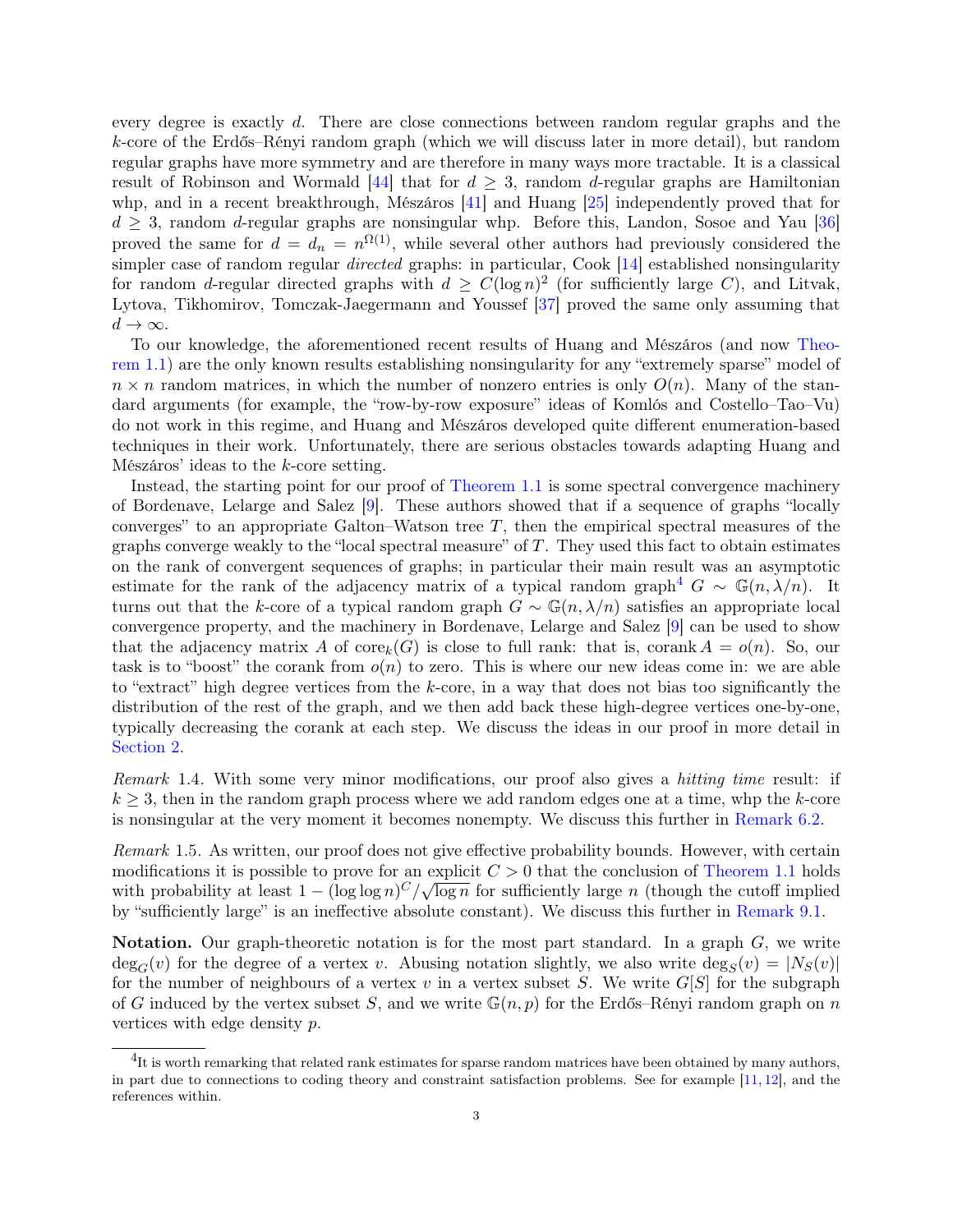every degree is exactly $d$. There are close connections between random regular graphs and the $k$-core of the Erdős–Rényi random graph (which we will discuss later in more detail), but random regular graphs have more symmetry and are therefore in many ways more tractable. It is a classical result of Robinson and Wormald [44] that for $d \geq 3$, random $d$-regular graphs are Hamiltonian whp, and in a recent breakthrough, Mészáros [41] and Huang [25] independently proved that for $d \geq 3$, random $d$-regular graphs are nonsingular whp. Before this, Landon, Sosoe and Yau [36] proved the same for $d = d_n = n^{\Omega(1)}$, while several other authors had previously considered the simpler case of random regular *directed* graphs: in particular, Cook [14] established nonsingularity for random $d$-regular directed graphs with $d \geq C(\log n)^2$ (for sufficiently large $C$), and Litvak, Lytova, Tikhomirov, Tomczak-Jaegermann and Youssef [37] proved the same only assuming that $d \to \infty$.

To our knowledge, the aforementioned recent results of Huang and Mészáros (and now Theorem 1.1) are the only known results establishing nonsingularity for any "extremely sparse" model of $n \times n$ random matrices, in which the number of nonzero entries is only $O(n)$. Many of the standard arguments (for example, the "row-by-row exposure" ideas of Komlós and Costello–Tao–Vu) do not work in this regime, and Huang and Mészáros developed quite different enumeration-based techniques in their work. Unfortunately, there are serious obstacles towards adapting Huang and Mészáros' ideas to the $k$-core setting.

Instead, the starting point for our proof of Theorem 1.1 is some spectral convergence machinery of Bordenave, Lelarge and Salez [9]. These authors showed that if a sequence of graphs "locally converges" to an appropriate Galton–Watson tree $T$, then the empirical spectral measures of the graphs converge weakly to the "local spectral measure" of $T$. They used this fact to obtain estimates on the rank of convergent sequences of graphs; in particular their main result was an asymptotic estimate for the rank of the adjacency matrix of a typical random graph[4] $G \sim \mathbb{G}(n, \lambda/n)$. It turns out that the $k$-core of a typical random graph $G \sim \mathbb{G}(n, \lambda/n)$ satisfies an appropriate local convergence property, and the machinery in Bordenave, Lelarge and Salez [9] can be used to show that the adjacency matrix $A$ of $\mathrm{core}_k(G)$ is close to full rank: that is, $\operatorname{corank} A = o(n)$. So, our task is to "boost" the corank from $o(n)$ to zero. This is where our new ideas come in: we are able to "extract" high degree vertices from the $k$-core, in a way that does not bias too significantly the distribution of the rest of the graph, and we then add back these high-degree vertices one-by-one, typically decreasing the corank at each step. We discuss the ideas in our proof in more detail in Section 2.

*Remark* 1.4. With some very minor modifications, our proof also gives a *hitting time* result: if $k \geq 3$, then in the random graph process where we add random edges one at a time, whp the $k$-core is nonsingular at the very moment it becomes nonempty. We discuss this further in Remark 6.2.

*Remark* 1.5. As written, our proof does not give effective probability bounds. However, with certain modifications it is possible to prove for an explicit $C > 0$ that the conclusion of Theorem 1.1 holds with probability at least $1 - (\log\log n)^C/\sqrt{\log n}$ for sufficiently large $n$ (though the cutoff implied by "sufficiently large" is an ineffective absolute constant). We discuss this further in Remark 9.1.

**Notation.** Our graph-theoretic notation is for the most part standard. In a graph $G$, we write $\deg_G(v)$ for the degree of a vertex $v$. Abusing notation slightly, we also write $\deg_S(v) = |N_S(v)|$ for the number of neighbours of a vertex $v$ in a vertex subset $S$. We write $G[S]$ for the subgraph of $G$ induced by the vertex subset $S$, and we write $\mathbb{G}(n, p)$ for the Erdős–Rényi random graph on $n$ vertices with edge density $p$.

[4] It is worth remarking that related rank estimates for sparse random matrices have been obtained by many authors, in part due to connections to coding theory and constraint satisfaction problems. See for example [11, 12], and the references within.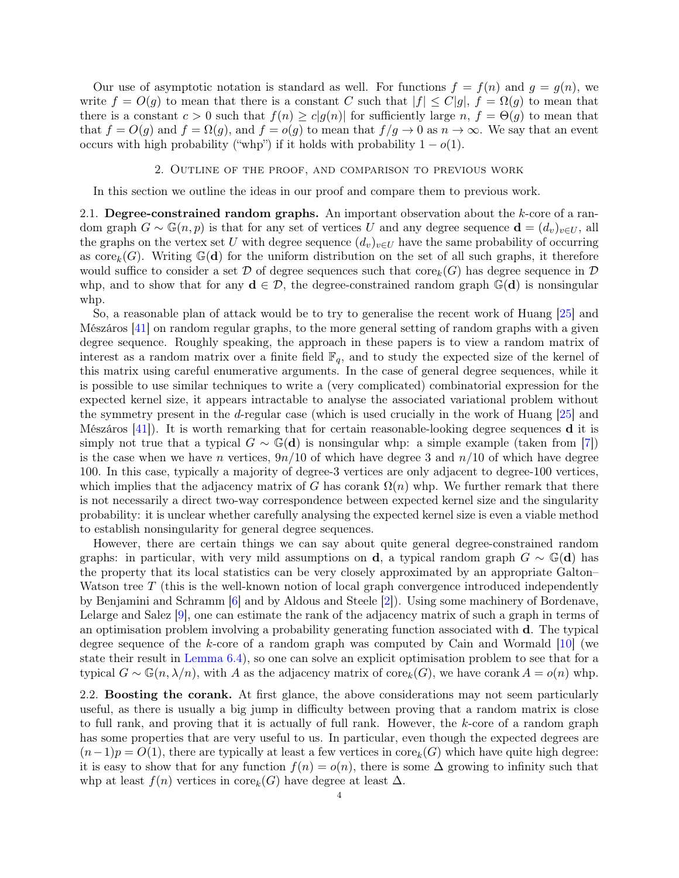Our use of asymptotic notation is standard as well. For functions $f = f(n)$ and $g = g(n)$, we write $f = O(g)$ to mean that there is a constant $C$ such that $|f| \leq C|g|$, $f = \Omega(g)$ to mean that there is a constant $c > 0$ such that $f(n) \geq c|g(n)|$ for sufficiently large $n$, $f = \Theta(g)$ to mean that that $f = O(g)$ and $f = \Omega(g)$, and $f = o(g)$ to mean that $f/g \to 0$ as $n \to \infty$. We say that an event occurs with high probability ("whp") if it holds with probability $1 - o(1)$.

## 2. Outline of the proof, and comparison to previous work

In this section we outline the ideas in our proof and compare them to previous work.

### 2.1. Degree-constrained random graphs.

An important observation about the $k$-core of a random graph $G \sim \mathbb{G}(n, p)$ is that for any set of vertices $U$ and any degree sequence $\mathbf{d} = (d_v)_{v \in U}$, all the graphs on the vertex set $U$ with degree sequence $(d_v)_{v \in U}$ have the same probability of occurring as $\mathrm{core}_k(G)$. Writing $\mathbb{G}(\mathbf{d})$ for the uniform distribution on the set of all such graphs, it therefore would suffice to consider a set $\mathcal{D}$ of degree sequences such that $\mathrm{core}_k(G)$ has degree sequence in $\mathcal{D}$ whp, and to show that for any $\mathbf{d} \in \mathcal{D}$, the degree-constrained random graph $\mathbb{G}(\mathbf{d})$ is nonsingular whp.

So, a reasonable plan of attack would be to try to generalise the recent work of Huang [25] and Mészáros [41] on random regular graphs, to the more general setting of random graphs with a given degree sequence. Roughly speaking, the approach in these papers is to view a random matrix of interest as a random matrix over a finite field $\mathbb{F}_q$, and to study the expected size of the kernel of this matrix using careful enumerative arguments. In the case of general degree sequences, while it is possible to use similar techniques to write a (very complicated) combinatorial expression for the expected kernel size, it appears intractable to analyse the associated variational problem without the symmetry present in the $d$-regular case (which is used crucially in the work of Huang [25] and Mészáros [41]). It is worth remarking that for certain reasonable-looking degree sequences $\mathbf{d}$ it is simply not true that a typical $G \sim \mathbb{G}(\mathbf{d})$ is nonsingular whp: a simple example (taken from [7]) is the case when we have $n$ vertices, $9n/10$ of which have degree 3 and $n/10$ of which have degree 100. In this case, typically a majority of degree-3 vertices are only adjacent to degree-100 vertices, which implies that the adjacency matrix of $G$ has corank $\Omega(n)$ whp. We further remark that there is not necessarily a direct two-way correspondence between expected kernel size and the singularity probability: it is unclear whether carefully analysing the expected kernel size is even a viable method to establish nonsingularity for general degree sequences.

However, there are certain things we can say about quite general degree-constrained random graphs: in particular, with very mild assumptions on $\mathbf{d}$, a typical random graph $G \sim \mathbb{G}(\mathbf{d})$ has the property that its local statistics can be very closely approximated by an appropriate Galton–Watson tree $T$ (this is the well-known notion of local graph convergence introduced independently by Benjamini and Schramm [6] and by Aldous and Steele [2]). Using some machinery of Bordenave, Lelarge and Salez [9], one can estimate the rank of the adjacency matrix of such a graph in terms of an optimisation problem involving a probability generating function associated with $\mathbf{d}$. The typical degree sequence of the $k$-core of a random graph was computed by Cain and Wormald [10] (we state their result in Lemma 6.4), so one can solve an explicit optimisation problem to see that for a typical $G \sim \mathbb{G}(n, \lambda/n)$, with $A$ as the adjacency matrix of $\mathrm{core}_k(G)$, we have $\mathrm{corank}\, A = o(n)$ whp.

### 2.2. Boosting the corank.

At first glance, the above considerations may not seem particularly useful, as there is usually a big jump in difficulty between proving that a random matrix is close to full rank, and proving that it is actually of full rank. However, the $k$-core of a random graph has some properties that are very useful to us. In particular, even though the expected degrees are $(n-1)p = O(1)$, there are typically at least a few vertices in $\mathrm{core}_k(G)$ which have quite high degree: it is easy to show that for any function $f(n) = o(n)$, there is some $\Delta$ growing to infinity such that whp at least $f(n)$ vertices in $\mathrm{core}_k(G)$ have degree at least $\Delta$.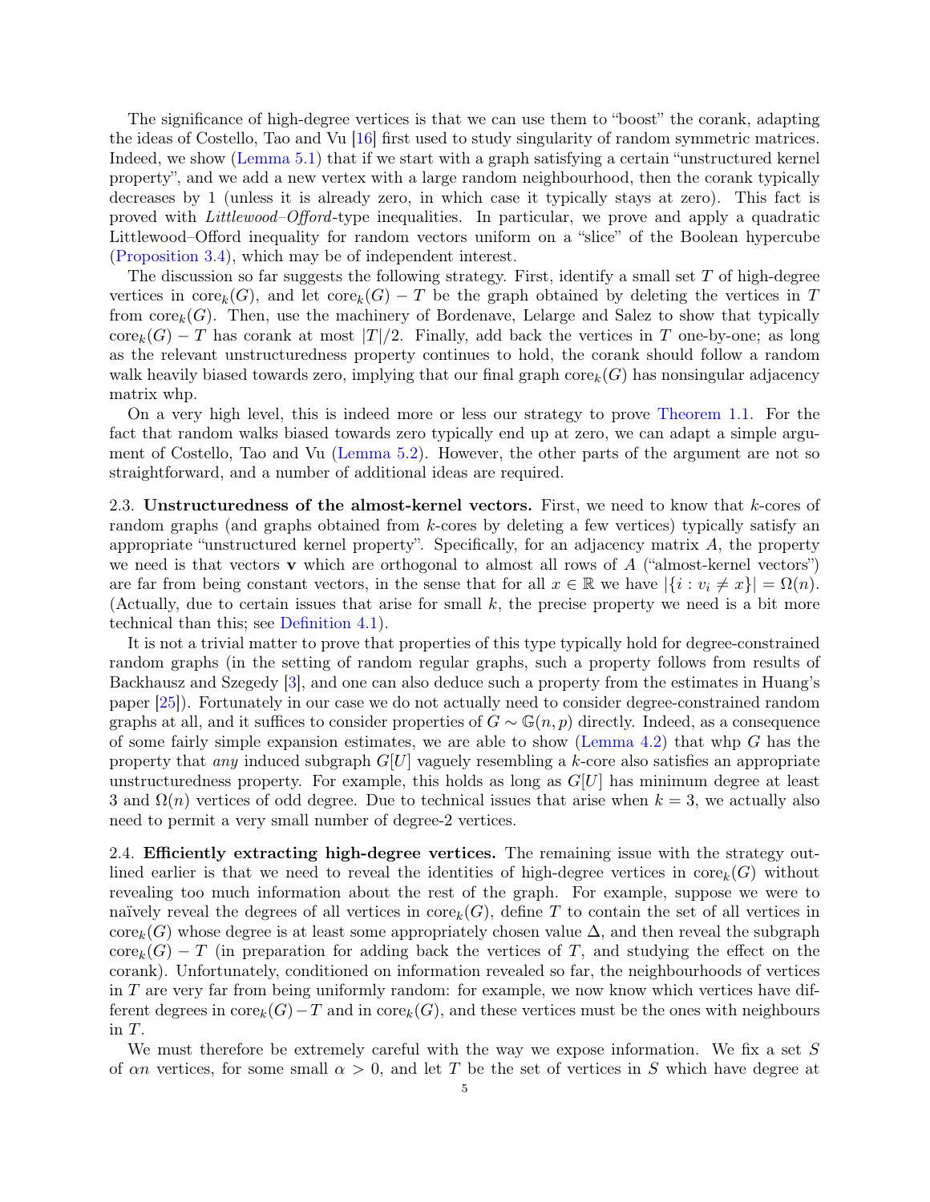The significance of high-degree vertices is that we can use them to "boost" the corank, adapting the ideas of Costello, Tao and Vu [16] first used to study singularity of random symmetric matrices. Indeed, we show (Lemma 5.1) that if we start with a graph satisfying a certain "unstructured kernel property", and we add a new vertex with a large random neighbourhood, then the corank typically decreases by 1 (unless it is already zero, in which case it typically stays at zero). This fact is proved with *Littlewood–Offord*-type inequalities. In particular, we prove and apply a quadratic Littlewood–Offord inequality for random vectors uniform on a "slice" of the Boolean hypercube (Proposition 3.4), which may be of independent interest.

The discussion so far suggests the following strategy. First, identify a small set $T$ of high-degree vertices in $\mathrm{core}_k(G)$, and let $\mathrm{core}_k(G) - T$ be the graph obtained by deleting the vertices in $T$ from $\mathrm{core}_k(G)$. Then, use the machinery of Bordenave, Lelarge and Salez to show that typically $\mathrm{core}_k(G) - T$ has corank at most $|T|/2$. Finally, add back the vertices in $T$ one-by-one; as long as the relevant unstructuredness property continues to hold, the corank should follow a random walk heavily biased towards zero, implying that our final graph $\mathrm{core}_k(G)$ has nonsingular adjacency matrix whp.

On a very high level, this is indeed more or less our strategy to prove Theorem 1.1. For the fact that random walks biased towards zero typically end up at zero, we can adapt a simple argument of Costello, Tao and Vu (Lemma 5.2). However, the other parts of the argument are not so straightforward, and a number of additional ideas are required.

2.3. **Unstructuredness of the almost-kernel vectors.** First, we need to know that $k$-cores of random graphs (and graphs obtained from $k$-cores by deleting a few vertices) typically satisfy an appropriate "unstructured kernel property". Specifically, for an adjacency matrix $A$, the property we need is that vectors $\mathbf{v}$ which are orthogonal to almost all rows of $A$ ("almost-kernel vectors") are far from being constant vectors, in the sense that for all $x \in \mathbb{R}$ we have $|\{i : v_i \neq x\}| = \Omega(n)$. (Actually, due to certain issues that arise for small $k$, the precise property we need is a bit more technical than this; see Definition 4.1).

It is not a trivial matter to prove that properties of this type typically hold for degree-constrained random graphs (in the setting of random regular graphs, such a property follows from results of Backhausz and Szegedy [3], and one can also deduce such a property from the estimates in Huang's paper [25]). Fortunately in our case we do not actually need to consider degree-constrained random graphs at all, and it suffices to consider properties of $G \sim \mathbb{G}(n, p)$ directly. Indeed, as a consequence of some fairly simple expansion estimates, we are able to show (Lemma 4.2) that whp $G$ has the property that *any* induced subgraph $G[U]$ vaguely resembling a $k$-core also satisfies an appropriate unstructuredness property. For example, this holds as long as $G[U]$ has minimum degree at least 3 and $\Omega(n)$ vertices of odd degree. Due to technical issues that arise when $k = 3$, we actually also need to permit a very small number of degree-2 vertices.

2.4. **Efficiently extracting high-degree vertices.** The remaining issue with the strategy outlined earlier is that we need to reveal the identities of high-degree vertices in $\mathrm{core}_k(G)$ without revealing too much information about the rest of the graph. For example, suppose we were to naïvely reveal the degrees of all vertices in $\mathrm{core}_k(G)$, define $T$ to contain the set of all vertices in $\mathrm{core}_k(G)$ whose degree is at least some appropriately chosen value $\Delta$, and then reveal the subgraph $\mathrm{core}_k(G) - T$ (in preparation for adding back the vertices of $T$, and studying the effect on the corank). Unfortunately, conditioned on information revealed so far, the neighbourhoods of vertices in $T$ are very far from being uniformly random: for example, we now know which vertices have different degrees in $\mathrm{core}_k(G) - T$ and in $\mathrm{core}_k(G)$, and these vertices must be the ones with neighbours in $T$.

We must therefore be extremely careful with the way we expose information. We fix a set $S$ of $\alpha n$ vertices, for some small $\alpha > 0$, and let $T$ be the set of vertices in $S$ which have degree at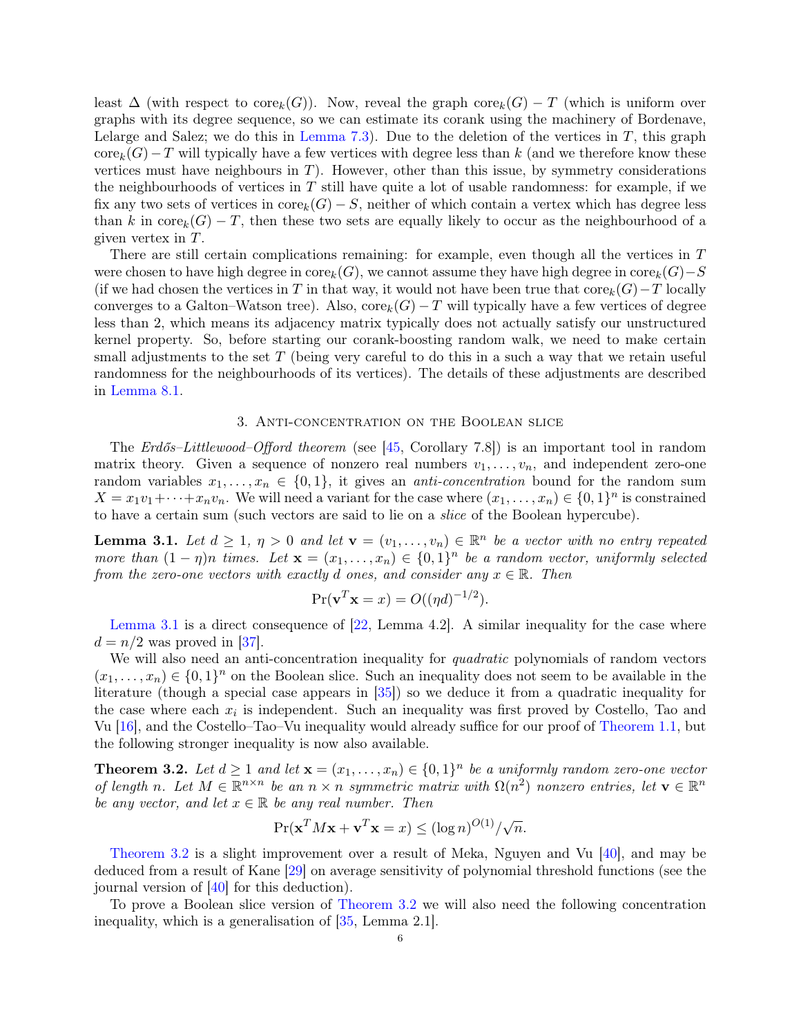least $\Delta$ (with respect to $\mathrm{core}_k(G)$). Now, reveal the graph $\mathrm{core}_k(G) - T$ (which is uniform over graphs with its degree sequence, so we can estimate its corank using the machinery of Bordenave, Lelarge and Salez; we do this in Lemma 7.3). Due to the deletion of the vertices in $T$, this graph $\mathrm{core}_k(G) - T$ will typically have a few vertices with degree less than $k$ (and we therefore know these vertices must have neighbours in $T$). However, other than this issue, by symmetry considerations the neighbourhoods of vertices in $T$ still have quite a lot of usable randomness: for example, if we fix any two sets of vertices in $\mathrm{core}_k(G) - S$, neither of which contain a vertex which has degree less than $k$ in $\mathrm{core}_k(G) - T$, then these two sets are equally likely to occur as the neighbourhood of a given vertex in $T$.

There are still certain complications remaining: for example, even though all the vertices in $T$ were chosen to have high degree in $\mathrm{core}_k(G)$, we cannot assume they have high degree in $\mathrm{core}_k(G) - S$ (if we had chosen the vertices in $T$ in that way, it would not have been true that $\mathrm{core}_k(G) - T$ locally converges to a Galton–Watson tree). Also, $\mathrm{core}_k(G) - T$ will typically have a few vertices of degree less than 2, which means its adjacency matrix typically does not actually satisfy our unstructured kernel property. So, before starting our corank-boosting random walk, we need to make certain small adjustments to the set $T$ (being very careful to do this in a such a way that we retain useful randomness for the neighbourhoods of its vertices). The details of these adjustments are described in Lemma 8.1.

## 3. Anti-concentration on the Boolean slice

The *Erdős–Littlewood–Offord theorem* (see [45, Corollary 7.8]) is an important tool in random matrix theory. Given a sequence of nonzero real numbers $v_1, \dots, v_n$, and independent zero-one random variables $x_1, \dots, x_n \in \{0, 1\}$, it gives an *anti-concentration* bound for the random sum $X = x_1 v_1 + \dots + x_n v_n$. We will need a variant for the case where $(x_1, \dots, x_n) \in \{0,1\}^n$ is constrained to have a certain sum (such vectors are said to lie on a *slice* of the Boolean hypercube).

**Lemma 3.1.** *Let $d \geq 1$, $\eta > 0$ and let $\mathbf{v} = (v_1, \dots, v_n) \in \mathbb{R}^n$ be a vector with no entry repeated more than $(1 - \eta)n$ times. Let $\mathbf{x} = (x_1, \dots, x_n) \in \{0,1\}^n$ be a random vector, uniformly selected from the zero-one vectors with exactly $d$ ones, and consider any $x \in \mathbb{R}$. Then*

$$\Pr(\mathbf{v}^T \mathbf{x} = x) = O((\eta d)^{-1/2}).$$

Lemma 3.1 is a direct consequence of [22, Lemma 4.2]. A similar inequality for the case where $d = n/2$ was proved in [37].

We will also need an anti-concentration inequality for *quadratic* polynomials of random vectors $(x_1, \dots, x_n) \in \{0,1\}^n$ on the Boolean slice. Such an inequality does not seem to be available in the literature (though a special case appears in [35]) so we deduce it from a quadratic inequality for the case where each $x_i$ is independent. Such an inequality was first proved by Costello, Tao and Vu [16], and the Costello–Tao–Vu inequality would already suffice for our proof of Theorem 1.1, but the following stronger inequality is now also available.

**Theorem 3.2.** *Let $d \geq 1$ and let $\mathbf{x} = (x_1, \dots, x_n) \in \{0,1\}^n$ be a uniformly random zero-one vector of length $n$. Let $M \in \mathbb{R}^{n \times n}$ be an $n \times n$ symmetric matrix with $\Omega(n^2)$ nonzero entries, let $\mathbf{v} \in \mathbb{R}^n$ be any vector, and let $x \in \mathbb{R}$ be any real number. Then*

$$\Pr(\mathbf{x}^T M \mathbf{x} + \mathbf{v}^T \mathbf{x} = x) \leq (\log n)^{O(1)} / \sqrt{n}.$$

Theorem 3.2 is a slight improvement over a result of Meka, Nguyen and Vu [40], and may be deduced from a result of Kane [29] on average sensitivity of polynomial threshold functions (see the journal version of [40] for this deduction).

To prove a Boolean slice version of Theorem 3.2 we will also need the following concentration inequality, which is a generalisation of [35, Lemma 2.1].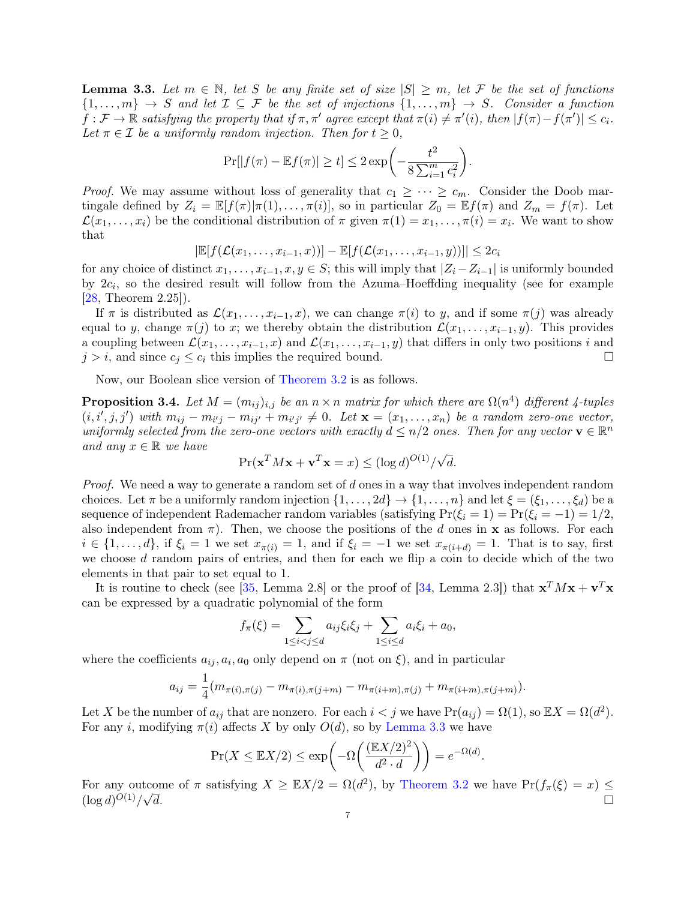**Lemma 3.3.** *Let $m \in \mathbb{N}$, let $S$ be any finite set of size $|S| \geq m$, let $\mathcal{F}$ be the set of functions $\{1, \ldots, m\} \to S$ and let $\mathcal{I} \subseteq \mathcal{F}$ be the set of injections $\{1, \ldots, m\} \to S$. Consider a function $f : \mathcal{F} \to \mathbb{R}$ satisfying the property that if $\pi, \pi'$ agree except that $\pi(i) \neq \pi'(i)$, then $|f(\pi) - f(\pi')| \leq c_i$. Let $\pi \in \mathcal{I}$ be a uniformly random injection. Then for $t \geq 0$,*

$$\Pr[|f(\pi) - \mathbb{E}f(\pi)| \geq t] \leq 2 \exp\left(-\frac{t^2}{8 \sum_{i=1}^m c_i^2}\right).$$

*Proof.* We may assume without loss of generality that $c_1 \geq \cdots \geq c_m$. Consider the Doob martingale defined by $Z_i = \mathbb{E}[f(\pi) | \pi(1), \ldots, \pi(i)]$, so in particular $Z_0 = \mathbb{E}f(\pi)$ and $Z_m = f(\pi)$. Let $\mathcal{L}(x_1, \ldots, x_i)$ be the conditional distribution of $\pi$ given $\pi(1) = x_1, \ldots, \pi(i) = x_i$. We want to show that

$$|\mathbb{E}[f(\mathcal{L}(x_1, \ldots, x_{i-1}, x))] - \mathbb{E}[f(\mathcal{L}(x_1, \ldots, x_{i-1}, y))]| \leq 2c_i$$

for any choice of distinct $x_1, \ldots, x_{i-1}, x, y \in S$; this will imply that $|Z_i - Z_{i-1}|$ is uniformly bounded by $2c_i$, so the desired result will follow from the Azuma–Hoeffding inequality (see for example [28, Theorem 2.25]).

If $\pi$ is distributed as $\mathcal{L}(x_1, \ldots, x_{i-1}, x)$, we can change $\pi(i)$ to $y$, and if some $\pi(j)$ was already equal to $y$, change $\pi(j)$ to $x$; we thereby obtain the distribution $\mathcal{L}(x_1, \ldots, x_{i-1}, y)$. This provides a coupling between $\mathcal{L}(x_1, \ldots, x_{i-1}, x)$ and $\mathcal{L}(x_1, \ldots, x_{i-1}, y)$ that differs in only two positions $i$ and $j > i$, and since $c_j \leq c_i$ this implies the required bound. $\square$

Now, our Boolean slice version of Theorem 3.2 is as follows.

**Proposition 3.4.** *Let $M = (m_{ij})_{i,j}$ be an $n \times n$ matrix for which there are $\Omega(n^4)$ different 4-tuples $(i, i', j, j')$ with $m_{ij} - m_{i'j} - m_{ij'} + m_{i'j'} \neq 0$. Let $\mathbf{x} = (x_1, \ldots, x_n)$ be a random zero-one vector, uniformly selected from the zero-one vectors with exactly $d \leq n/2$ ones. Then for any vector $\mathbf{v} \in \mathbb{R}^n$ and any $x \in \mathbb{R}$ we have*

$$\Pr(\mathbf{x}^T M \mathbf{x} + \mathbf{v}^T \mathbf{x} = x) \leq (\log d)^{O(1)} / \sqrt{d}.$$

*Proof.* We need a way to generate a random set of $d$ ones in a way that involves independent random choices. Let $\pi$ be a uniformly random injection $\{1, \ldots, 2d\} \to \{1, \ldots, n\}$ and let $\xi = (\xi_1, \ldots, \xi_d)$ be a sequence of independent Rademacher random variables (satisfying $\Pr(\xi_i = 1) = \Pr(\xi_i = -1) = 1/2$, also independent from $\pi$). Then, we choose the positions of the $d$ ones in $\mathbf{x}$ as follows. For each $i \in \{1, \ldots, d\}$, if $\xi_i = 1$ we set $x_{\pi(i)} = 1$, and if $\xi_i = -1$ we set $x_{\pi(i+d)} = 1$. That is to say, first we choose $d$ random pairs of entries, and then for each we flip a coin to decide which of the two elements in that pair to set equal to 1.

It is routine to check (see [35, Lemma 2.8] or the proof of [34, Lemma 2.3]) that $\mathbf{x}^T M \mathbf{x} + \mathbf{v}^T \mathbf{x}$ can be expressed by a quadratic polynomial of the form

$$f_\pi(\xi) = \sum_{1 \leq i < j \leq d} a_{ij} \xi_i \xi_j + \sum_{1 \leq i \leq d} a_i \xi_i + a_0,$$

where the coefficients $a_{ij}, a_i, a_0$ only depend on $\pi$ (not on $\xi$), and in particular

$$a_{ij} = \frac{1}{4}(m_{\pi(i),\pi(j)} - m_{\pi(i),\pi(j+m)} - m_{\pi(i+m),\pi(j)} + m_{\pi(i+m),\pi(j+m)}).$$

Let $X$ be the number of $a_{ij}$ that are nonzero. For each $i < j$ we have $\Pr(a_{ij}) = \Omega(1)$, so $\mathbb{E}X = \Omega(d^2)$. For any $i$, modifying $\pi(i)$ affects $X$ by only $O(d)$, so by Lemma 3.3 we have

$$\Pr(X \leq \mathbb{E}X/2) \leq \exp\left(-\Omega\left(\frac{(\mathbb{E}X/2)^2}{d^2 \cdot d}\right)\right) = e^{-\Omega(d)}.$$

For any outcome of $\pi$ satisfying $X \geq \mathbb{E}X/2 = \Omega(d^2)$, by Theorem 3.2 we have $\Pr(f_\pi(\xi) = x) \leq (\log d)^{O(1)} / \sqrt{d}$. $\square$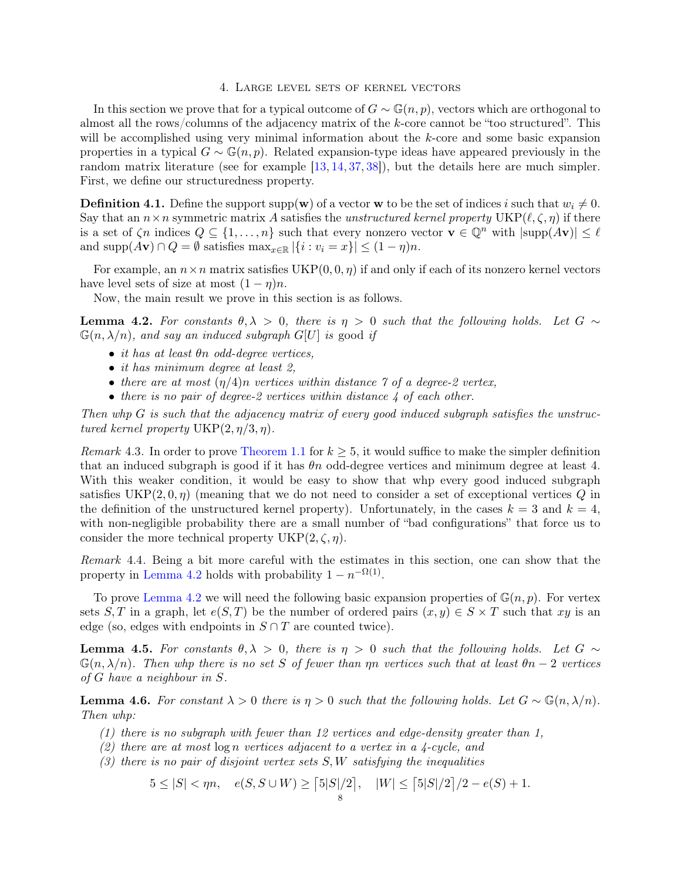## 4. Large level sets of kernel vectors

In this section we prove that for a typical outcome of $G \sim \mathbb{G}(n,p)$, vectors which are orthogonal to almost all the rows/columns of the adjacency matrix of the $k$-core cannot be "too structured". This will be accomplished using very minimal information about the $k$-core and some basic expansion properties in a typical $G \sim \mathbb{G}(n,p)$. Related expansion-type ideas have appeared previously in the random matrix literature (see for example [13, 14, 37, 38]), but the details here are much simpler. First, we define our structuredness property.

**Definition 4.1.** Define the support $\operatorname{supp}(\mathbf{w})$ of a vector $\mathbf{w}$ to be the set of indices $i$ such that $w_i \neq 0$. Say that an $n \times n$ symmetric matrix $A$ satisfies the *unstructured kernel property* $\mathrm{UKP}(\ell, \zeta, \eta)$ if there is a set of $\zeta n$ indices $Q \subseteq \{1, \dots, n\}$ such that every nonzero vector $\mathbf{v} \in \mathbb{Q}^n$ with $|\operatorname{supp}(A\mathbf{v})| \leq \ell$ and $\operatorname{supp}(A\mathbf{v}) \cap Q = \emptyset$ satisfies $\max_{x \in \mathbb{R}} |\{i : v_i = x\}| \leq (1-\eta)n$.

For example, an $n \times n$ matrix satisfies $\mathrm{UKP}(0,0,\eta)$ if and only if each of its nonzero kernel vectors have level sets of size at most $(1-\eta)n$.

Now, the main result we prove in this section is as follows.

**Lemma 4.2.** *For constants $\theta, \lambda > 0$, there is $\eta > 0$ such that the following holds. Let $G \sim \mathbb{G}(n, \lambda/n)$, and say an induced subgraph $G[U]$ is* good *if*

- *it has at least $\theta n$ odd-degree vertices,*
- *it has minimum degree at least 2,*
- *there are at most $(\eta/4)n$ vertices within distance 7 of a degree-2 vertex,*
- *there is no pair of degree-2 vertices within distance 4 of each other.*

*Then whp $G$ is such that the adjacency matrix of every good induced subgraph satisfies the unstructured kernel property $\mathrm{UKP}(2, \eta/3, \eta)$.*

*Remark* 4.3. In order to prove Theorem 1.1 for $k \geq 5$, it would suffice to make the simpler definition that an induced subgraph is good if it has $\theta n$ odd-degree vertices and minimum degree at least 4. With this weaker condition, it would be easy to show that whp every good induced subgraph satisfies $\mathrm{UKP}(2,0,\eta)$ (meaning that we do not need to consider a set of exceptional vertices $Q$ in the definition of the unstructured kernel property). Unfortunately, in the cases $k=3$ and $k=4$, with non-negligible probability there are a small number of "bad configurations" that force us to consider the more technical property $\mathrm{UKP}(2, \zeta, \eta)$.

*Remark* 4.4. Being a bit more careful with the estimates in this section, one can show that the property in Lemma 4.2 holds with probability $1 - n^{-\Omega(1)}$.

To prove Lemma 4.2 we will need the following basic expansion properties of $\mathbb{G}(n,p)$. For vertex sets $S, T$ in a graph, let $e(S,T)$ be the number of ordered pairs $(x,y) \in S \times T$ such that $xy$ is an edge (so, edges with endpoints in $S \cap T$ are counted twice).

**Lemma 4.5.** *For constants $\theta, \lambda > 0$, there is $\eta > 0$ such that the following holds. Let $G \sim \mathbb{G}(n, \lambda/n)$. Then whp there is no set $S$ of fewer than $\eta n$ vertices such that at least $\theta n - 2$ vertices of $G$ have a neighbour in $S$.*

**Lemma 4.6.** *For constant $\lambda > 0$ there is $\eta > 0$ such that the following holds. Let $G \sim \mathbb{G}(n, \lambda/n)$. Then whp:*

1. *there is no subgraph with fewer than 12 vertices and edge-density greater than 1,*
2. *there are at most $\log n$ vertices adjacent to a vertex in a 4-cycle, and*
3. *there is no pair of disjoint vertex sets $S, W$ satisfying the inequalities*

$$5 \leq |S| < \eta n, \quad e(S, S \cup W) \geq \lceil 5|S|/2 \rceil, \quad |W| \leq \lceil 5|S|/2 \rceil /2 - e(S) + 1.$$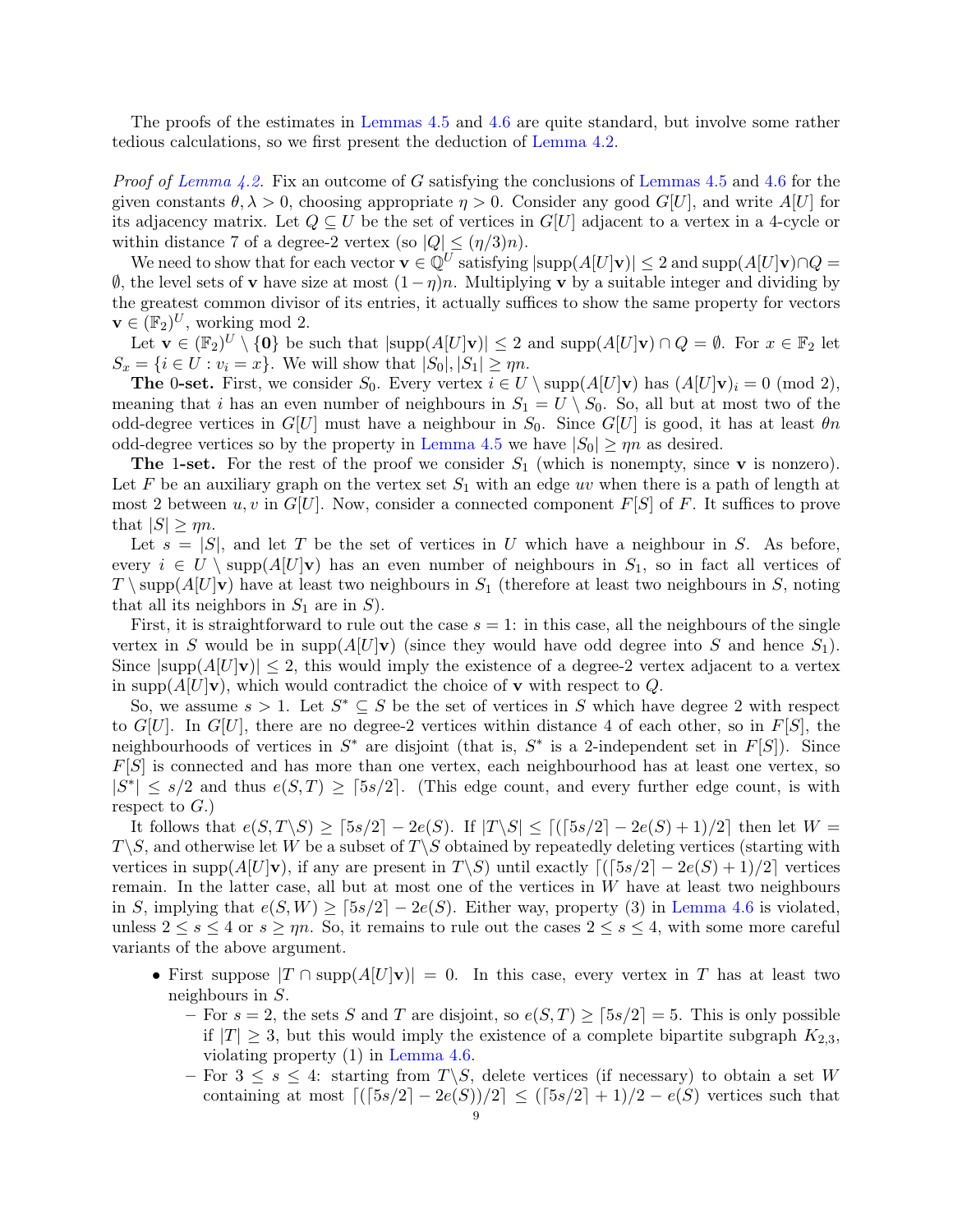The proofs of the estimates in Lemmas 4.5 and 4.6 are quite standard, but involve some rather tedious calculations, so we first present the deduction of Lemma 4.2.

*Proof of Lemma 4.2.* Fix an outcome of $G$ satisfying the conclusions of Lemmas 4.5 and 4.6 for the given constants $\theta, \lambda > 0$, choosing appropriate $\eta > 0$. Consider any good $G[U]$, and write $A[U]$ for its adjacency matrix. Let $Q \subseteq U$ be the set of vertices in $G[U]$ adjacent to a vertex in a 4-cycle or within distance 7 of a degree-2 vertex (so $|Q| \le (\eta/3)n$).

We need to show that for each vector $\mathbf{v} \in \mathbb{Q}^U$ satisfying $|\mathrm{supp}(A[U]\mathbf{v})| \le 2$ and $\mathrm{supp}(A[U]\mathbf{v}) \cap Q = \emptyset$, the level sets of $\mathbf{v}$ have size at most $(1-\eta)n$. Multiplying $\mathbf{v}$ by a suitable integer and dividing by the greatest common divisor of its entries, it actually suffices to show the same property for vectors $\mathbf{v} \in (\mathbb{F}_2)^U$, working mod 2.

Let $\mathbf{v} \in (\mathbb{F}_2)^U \setminus \{\mathbf{0}\}$ be such that $|\mathrm{supp}(A[U]\mathbf{v})| \le 2$ and $\mathrm{supp}(A[U]\mathbf{v}) \cap Q = \emptyset$. For $x \in \mathbb{F}_2$ let $S_x = \{i \in U : v_i = x\}$. We will show that $|S_0|, |S_1| \ge \eta n$.

**The 0-set.** First, we consider $S_0$. Every vertex $i \in U \setminus \mathrm{supp}(A[U]\mathbf{v})$ has $(A[U]\mathbf{v})_i = 0 \pmod 2$, meaning that $i$ has an even number of neighbours in $S_1 = U \setminus S_0$. So, all but at most two of the odd-degree vertices in $G[U]$ must have a neighbour in $S_0$. Since $G[U]$ is good, it has at least $\theta n$ odd-degree vertices so by the property in Lemma 4.5 we have $|S_0| \ge \eta n$ as desired.

**The 1-set.** For the rest of the proof we consider $S_1$ (which is nonempty, since $\mathbf{v}$ is nonzero). Let $F$ be an auxiliary graph on the vertex set $S_1$ with an edge $uv$ when there is a path of length at most 2 between $u, v$ in $G[U]$. Now, consider a connected component $F[S]$ of $F$. It suffices to prove that $|S| \ge \eta n$.

Let $s = |S|$, and let $T$ be the set of vertices in $U$ which have a neighbour in $S$. As before, every $i \in U \setminus \mathrm{supp}(A[U]\mathbf{v})$ has an even number of neighbours in $S_1$, so in fact all vertices of $T \setminus \mathrm{supp}(A[U]\mathbf{v})$ have at least two neighbours in $S_1$ (therefore at least two neighbours in $S$, noting that all its neighbors in $S_1$ are in $S$).

First, it is straightforward to rule out the case $s = 1$: in this case, all the neighbours of the single vertex in $S$ would be in $\mathrm{supp}(A[U]\mathbf{v})$ (since they would have odd degree into $S$ and hence $S_1$). Since $|\mathrm{supp}(A[U]\mathbf{v})| \le 2$, this would imply the existence of a degree-2 vertex adjacent to a vertex in $\mathrm{supp}(A[U]\mathbf{v})$, which would contradict the choice of $\mathbf{v}$ with respect to $Q$.

So, we assume $s > 1$. Let $S^* \subseteq S$ be the set of vertices in $S$ which have degree 2 with respect to $G[U]$. In $G[U]$, there are no degree-2 vertices within distance 4 of each other, so in $F[S]$, the neighbourhoods of vertices in $S^*$ are disjoint (that is, $S^*$ is a 2-independent set in $F[S]$). Since $F[S]$ is connected and has more than one vertex, each neighbourhood has at least one vertex, so $|S^*| \le s/2$ and thus $e(S,T) \ge \lceil 5s/2 \rceil$. (This edge count, and every further edge count, is with respect to $G$.)

It follows that $e(S, T\setminus S) \ge \lceil 5s/2 \rceil - 2e(S)$. If $|T\setminus S| \le \lceil (\lceil 5s/2 \rceil - 2e(S) + 1)/2 \rceil$ then let $W = T\setminus S$, and otherwise let $W$ be a subset of $T\setminus S$ obtained by repeatedly deleting vertices (starting with vertices in $\mathrm{supp}(A[U]\mathbf{v})$, if any are present in $T\setminus S$) until exactly $\lceil (\lceil 5s/2 \rceil - 2e(S) + 1)/2 \rceil$ vertices remain. In the latter case, all but at most one of the vertices in $W$ have at least two neighbours in $S$, implying that $e(S, W) \ge \lceil 5s/2 \rceil - 2e(S)$. Either way, property (3) in Lemma 4.6 is violated, unless $2 \le s \le 4$ or $s \ge \eta n$. So, it remains to rule out the cases $2 \le s \le 4$, with some more careful variants of the above argument.

- First suppose $|T \cap \mathrm{supp}(A[U]\mathbf{v})| = 0$. In this case, every vertex in $T$ has at least two neighbours in $S$.
  - For $s = 2$, the sets $S$ and $T$ are disjoint, so $e(S,T) \ge \lceil 5s/2 \rceil = 5$. This is only possible if $|T| \ge 3$, but this would imply the existence of a complete bipartite subgraph $K_{2,3}$, violating property (1) in Lemma 4.6.
  - For $3 \le s \le 4$: starting from $T\setminus S$, delete vertices (if necessary) to obtain a set $W$ containing at most $\lceil (\lceil 5s/2 \rceil - 2e(S))/2 \rceil \le (\lceil 5s/2 \rceil + 1)/2 - e(S)$ vertices such that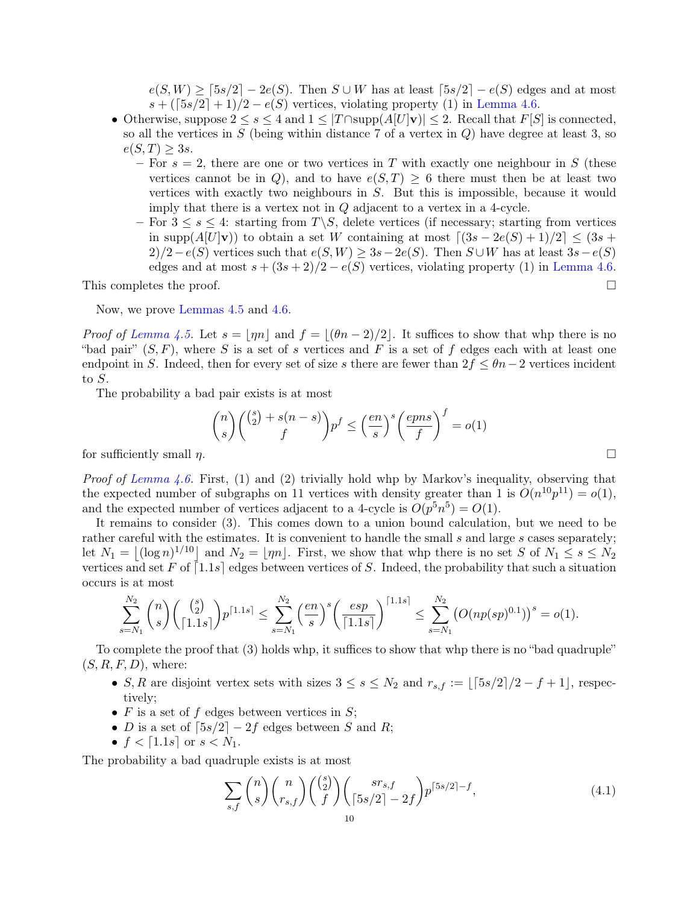$e(S,W) \geq \lceil 5s/2 \rceil - 2e(S)$. Then $S \cup W$ has at least $\lceil 5s/2 \rceil - e(S)$ edges and at most $s + (\lceil 5s/2 \rceil + 1)/2 - e(S)$ vertices, violating property (1) in Lemma 4.6.

- Otherwise, suppose $2 \leq s \leq 4$ and $1 \leq |T \cap \operatorname{supp}(A[U]\mathbf{v})| \leq 2$. Recall that $F[S]$ is connected, so all the vertices in $S$ (being within distance 7 of a vertex in $Q$) have degree at least 3, so $e(S,T) \geq 3s$.
  - For $s = 2$, there are one or two vertices in $T$ with exactly one neighbour in $S$ (these vertices cannot be in $Q$), and to have $e(S,T) \geq 6$ there must then be at least two vertices with exactly two neighbours in $S$. But this is impossible, because it would imply that there is a vertex not in $Q$ adjacent to a vertex in a 4-cycle.
  - For $3 \leq s \leq 4$: starting from $T \backslash S$, delete vertices (if necessary; starting from vertices in $\operatorname{supp}(A[U]\mathbf{v})$) to obtain a set $W$ containing at most $\lceil (3s - 2e(S) + 1)/2 \rceil \leq (3s + 2)/2 - e(S)$ vertices such that $e(S,W) \geq 3s - 2e(S)$. Then $S \cup W$ has at least $3s - e(S)$ edges and at most $s + (3s+2)/2 - e(S)$ vertices, violating property (1) in Lemma 4.6.

This completes the proof. □

Now, we prove Lemmas 4.5 and 4.6.

*Proof of Lemma 4.5.* Let $s = \lfloor \eta n \rfloor$ and $f = \lfloor (\theta n - 2)/2 \rfloor$. It suffices to show that whp there is no "bad pair" $(S,F)$, where $S$ is a set of $s$ vertices and $F$ is a set of $f$ edges each with at least one endpoint in $S$. Indeed, then for every set of size $s$ there are fewer than $2f \leq \theta n - 2$ vertices incident to $S$.

The probability a bad pair exists is at most

$$\binom{n}{s}\binom{\binom{s}{2} + s(n-s)}{f} p^f \leq \left(\frac{en}{s}\right)^s \left(\frac{epns}{f}\right)^f = o(1)$$

for sufficiently small $\eta$. □

*Proof of Lemma 4.6.* First, (1) and (2) trivially hold whp by Markov's inequality, observing that the expected number of subgraphs on 11 vertices with density greater than 1 is $O(n^{10}p^{11}) = o(1)$, and the expected number of vertices adjacent to a 4-cycle is $O(p^5 n^5) = O(1)$.

It remains to consider (3). This comes down to a union bound calculation, but we need to be rather careful with the estimates. It is convenient to handle the small $s$ and large $s$ cases separately; let $N_1 = \lfloor (\log n)^{1/10} \rfloor$ and $N_2 = \lfloor \eta n \rfloor$. First, we show that whp there is no set $S$ of $N_1 \leq s \leq N_2$ vertices and set $F$ of $\lceil 1.1s \rceil$ edges between vertices of $S$. Indeed, the probability that such a situation occurs is at most

$$\sum_{s=N_1}^{N_2} \binom{n}{s} \binom{\binom{s}{2}}{\lceil 1.1s \rceil} p^{\lceil 1.1s \rceil} \leq \sum_{s=N_1}^{N_2} \left(\frac{en}{s}\right)^s \left(\frac{esp}{\lceil 1.1s \rceil}\right)^{\lceil 1.1s \rceil} \leq \sum_{s=N_1}^{N_2} \left(O(np(sp)^{0.1})\right)^s = o(1).$$

To complete the proof that (3) holds whp, it suffices to show that whp there is no "bad quadruple" $(S,R,F,D)$, where:

- $S,R$ are disjoint vertex sets with sizes $3 \leq s \leq N_2$ and $r_{s,f} := \lfloor \lceil 5s/2 \rceil /2 - f + 1 \rfloor$, respectively;
- $F$ is a set of $f$ edges between vertices in $S$;
- $D$ is a set of $\lceil 5s/2 \rceil - 2f$ edges between $S$ and $R$;
- $f < \lceil 1.1s \rceil$ or $s < N_1$.

The probability a bad quadruple exists is at most

$$\sum_{s,f} \binom{n}{s}\binom{n}{r_{s,f}}\binom{\binom{s}{2}}{f}\binom{sr_{s,f}}{\lceil 5s/2 \rceil - 2f} p^{\lceil 5s/2 \rceil - f}, \tag{4.1}$$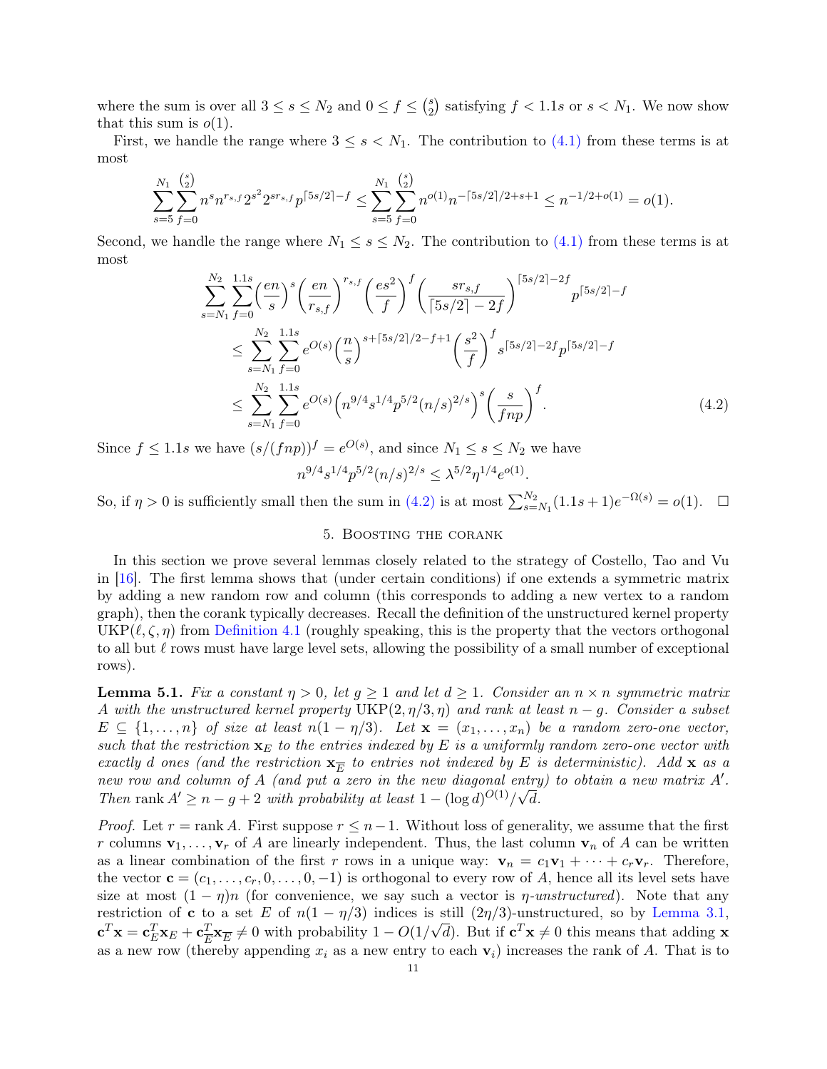where the sum is over all $3 \leq s \leq N_2$ and $0 \leq f \leq \binom{s}{2}$ satisfying $f < 1.1s$ or $s < N_1$. We now show that this sum is $o(1)$.

First, we handle the range where $3 \leq s < N_1$. The contribution to (4.1) from these terms is at most

$$\sum_{s=5}^{N_1} \sum_{f=0}^{\binom{s}{2}} n^s n^{r_{s,f}} 2^{s^2} 2^{sr_{s,f}} p^{\lceil 5s/2 \rceil - f} \leq \sum_{s=5}^{N_1} \sum_{f=0}^{\binom{s}{2}} n^{o(1)} n^{-\lceil 5s/2 \rceil/2+s+1} \leq n^{-1/2+o(1)} = o(1).$$

Second, we handle the range where $N_1 \leq s \leq N_2$. The contribution to (4.1) from these terms is at most

$$\begin{aligned}
&\sum_{s=N_1}^{N_2} \sum_{f=0}^{1.1s} \Big(\frac{en}{s}\Big)^s \left(\frac{en}{r_{s,f}}\right)^{r_{s,f}} \left(\frac{es^2}{f}\right)^f \left(\frac{sr_{s,f}}{\lceil 5s/2 \rceil - 2f}\right)^{\lceil 5s/2 \rceil - 2f} p^{\lceil 5s/2 \rceil - f} \\
&\quad \leq \sum_{s=N_1}^{N_2} \sum_{f=0}^{1.1s} e^{O(s)} \Big(\frac{n}{s}\Big)^{s+\lceil 5s/2 \rceil/2 - f + 1} \left(\frac{s^2}{f}\right)^f s^{\lceil 5s/2 \rceil - 2f} p^{\lceil 5s/2 \rceil - f} \\
&\quad \leq \sum_{s=N_1}^{N_2} \sum_{f=0}^{1.1s} e^{O(s)} \Big(n^{9/4} s^{1/4} p^{5/2} (n/s)^{2/s}\Big)^s \left(\frac{s}{fnp}\right)^f. \qquad (4.2)
\end{aligned}$$

Since $f \leq 1.1s$ we have $(s/(fnp))^f = e^{O(s)}$, and since $N_1 \leq s \leq N_2$ we have

$$n^{9/4} s^{1/4} p^{5/2} (n/s)^{2/s} \leq \lambda^{5/2} \eta^{1/4} e^{o(1)}.$$

So, if $\eta > 0$ is sufficiently small then the sum in (4.2) is at most $\sum_{s=N_1}^{N_2} (1.1s+1)e^{-\Omega(s)} = o(1)$. $\square$

## 5. Boosting the corank

In this section we prove several lemmas closely related to the strategy of Costello, Tao and Vu in [16]. The first lemma shows that (under certain conditions) if one extends a symmetric matrix by adding a new random row and column (this corresponds to adding a new vertex to a random graph), then the corank typically decreases. Recall the definition of the unstructured kernel property $\mathrm{UKP}(\ell, \zeta, \eta)$ from Definition 4.1 (roughly speaking, this is the property that the vectors orthogonal to all but $\ell$ rows must have large level sets, allowing the possibility of a small number of exceptional rows).

**Lemma 5.1.** *Fix a constant $\eta > 0$, let $g \geq 1$ and let $d \geq 1$. Consider an $n \times n$ symmetric matrix $A$ with the unstructured kernel property $\mathrm{UKP}(2, \eta/3, \eta)$ and rank at least $n - g$. Consider a subset $E \subseteq \{1, \dots, n\}$ of size at least $n(1-\eta/3)$. Let $\mathbf{x} = (x_1, \dots, x_n)$ be a random zero-one vector, such that the restriction $\mathbf{x}_E$ to the entries indexed by $E$ is a uniformly random zero-one vector with exactly $d$ ones (and the restriction $\mathbf{x}_{\overline{E}}$ to entries not indexed by $E$ is deterministic). Add $\mathbf{x}$ as a new row and column of $A$ (and put a zero in the new diagonal entry) to obtain a new matrix $A'$. Then $\operatorname{rank} A' \geq n - g + 2$ with probability at least $1 - (\log d)^{O(1)}/\sqrt{d}$.*

*Proof.* Let $r = \operatorname{rank} A$. First suppose $r \leq n-1$. Without loss of generality, we assume that the first $r$ columns $\mathbf{v}_1, \dots, \mathbf{v}_r$ of $A$ are linearly independent. Thus, the last column $\mathbf{v}_n$ of $A$ can be written as a linear combination of the first $r$ rows in a unique way: $\mathbf{v}_n = c_1\mathbf{v}_1 + \cdots + c_r\mathbf{v}_r$. Therefore, the vector $\mathbf{c} = (c_1, \dots, c_r, 0, \dots, 0, -1)$ is orthogonal to every row of $A$, hence all its level sets have size at most $(1-\eta)n$ (for convenience, we say such a vector is *$\eta$-unstructured*). Note that any restriction of $\mathbf{c}$ to a set $E$ of $n(1-\eta/3)$ indices is still $(2\eta/3)$-unstructured, so by Lemma 3.1, $\mathbf{c}^T\mathbf{x} = \mathbf{c}_E^T\mathbf{x}_E + \mathbf{c}_{\overline{E}}^T\mathbf{x}_{\overline{E}} \neq 0$ with probability $1 - O(1/\sqrt{d})$. But if $\mathbf{c}^T\mathbf{x} \neq 0$ this means that adding $\mathbf{x}$ as a new row (thereby appending $x_i$ as a new entry to each $\mathbf{v}_i$) increases the rank of $A$. That is to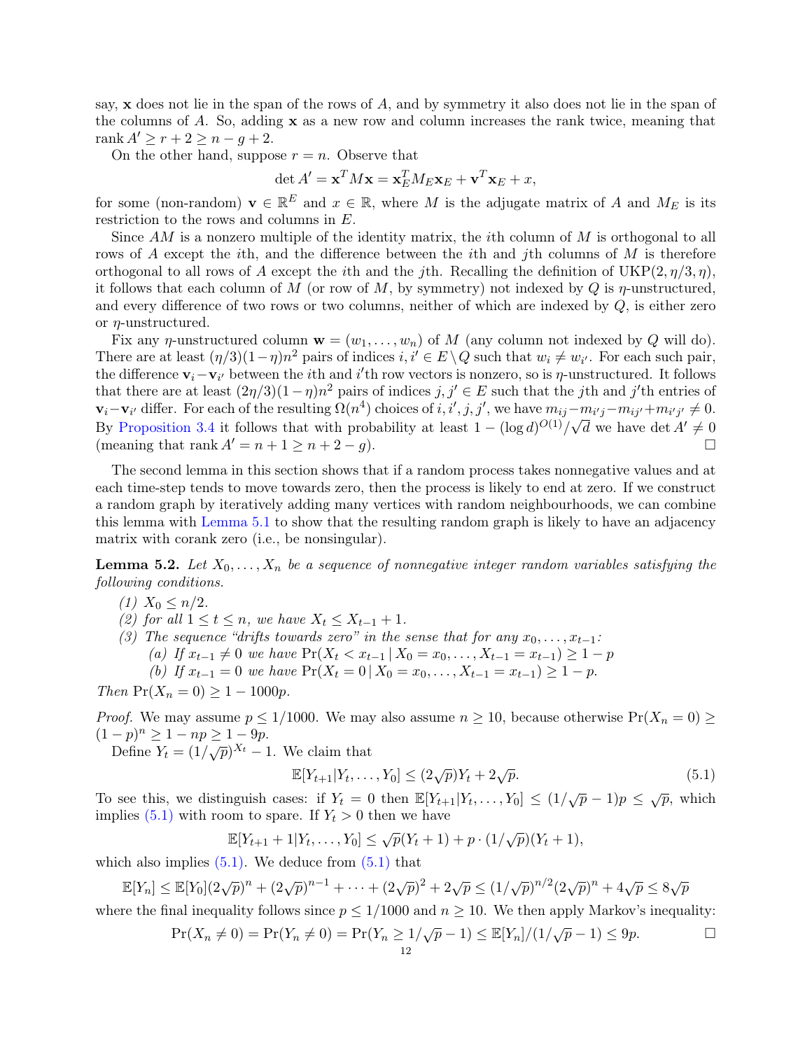say, $\mathbf{x}$ does not lie in the span of the rows of $A$, and by symmetry it also does not lie in the span of the columns of $A$. So, adding $\mathbf{x}$ as a new row and column increases the rank twice, meaning that $\operatorname{rank} A' \geq r + 2 \geq n - g + 2$.

On the other hand, suppose $r = n$. Observe that

$$\det A' = \mathbf{x}^T M \mathbf{x} = \mathbf{x}_E^T M_E \mathbf{x}_E + \mathbf{v}^T \mathbf{x}_E + x,$$

for some (non-random) $\mathbf{v} \in \mathbb{R}^E$ and $x \in \mathbb{R}$, where $M$ is the adjugate matrix of $A$ and $M_E$ is its restriction to the rows and columns in $E$.

Since $AM$ is a nonzero multiple of the identity matrix, the $i$th column of $M$ is orthogonal to all rows of $A$ except the $i$th, and the difference between the $i$th and $j$th columns of $M$ is therefore orthogonal to all rows of $A$ except the $i$th and the $j$th. Recalling the definition of $\mathrm{UKP}(2, \eta/3, \eta)$, it follows that each column of $M$ (or row of $M$, by symmetry) not indexed by $Q$ is $\eta$-unstructured, and every difference of two rows or two columns, neither of which are indexed by $Q$, is either zero or $\eta$-unstructured.

Fix any $\eta$-unstructured column $\mathbf{w} = (w_1, \ldots, w_n)$ of $M$ (any column not indexed by $Q$ will do). There are at least $(\eta/3)(1-\eta)n^2$ pairs of indices $i, i' \in E \setminus Q$ such that $w_i \neq w_{i'}$. For each such pair, the difference $\mathbf{v}_i - \mathbf{v}_{i'}$ between the $i$th and $i'$th row vectors is nonzero, so is $\eta$-unstructured. It follows that there are at least $(2\eta/3)(1-\eta)n^2$ pairs of indices $j, j' \in E$ such that the $j$th and $j'$th entries of $\mathbf{v}_i - \mathbf{v}_{i'}$ differ. For each of the resulting $\Omega(n^4)$ choices of $i, i', j, j'$, we have $m_{ij} - m_{i'j} - m_{ij'} + m_{i'j'} \neq 0$. By Proposition 3.4 it follows that with probability at least $1 - (\log d)^{O(1)}/\sqrt{d}$ we have $\det A' \neq 0$ (meaning that $\operatorname{rank} A' = n + 1 \geq n + 2 - g$). $\square$

The second lemma in this section shows that if a random process takes nonnegative values and at each time-step tends to move towards zero, then the process is likely to end at zero. If we construct a random graph by iteratively adding many vertices with random neighbourhoods, we can combine this lemma with Lemma 5.1 to show that the resulting random graph is likely to have an adjacency matrix with corank zero (i.e., be nonsingular).

**Lemma 5.2.** *Let $X_0, \ldots, X_n$ be a sequence of nonnegative integer random variables satisfying the following conditions.*

*(1) $X_0 \leq n/2$.*
*(2) for all $1 \leq t \leq n$, we have $X_t \leq X_{t-1} + 1$.*
*(3) The sequence "drifts towards zero" in the sense that for any $x_0, \ldots, x_{t-1}$:*
  *(a) If $x_{t-1} \neq 0$ we have $\Pr(X_t < x_{t-1} \,|\, X_0 = x_0, \ldots, X_{t-1} = x_{t-1}) \geq 1 - p$*
  *(b) If $x_{t-1} = 0$ we have $\Pr(X_t = 0 \,|\, X_0 = x_0, \ldots, X_{t-1} = x_{t-1}) \geq 1 - p$.*

*Then $\Pr(X_n = 0) \geq 1 - 1000p$.*

*Proof.* We may assume $p \leq 1/1000$. We may also assume $n \geq 10$, because otherwise $\Pr(X_n = 0) \geq (1-p)^n \geq 1 - np \geq 1 - 9p$.

Define $Y_t = (1/\sqrt{p})^{X_t} - 1$. We claim that

$$\mathbb{E}[Y_{t+1} | Y_t, \ldots, Y_0] \leq (2\sqrt{p})Y_t + 2\sqrt{p}. \tag{5.1}$$

To see this, we distinguish cases: if $Y_t = 0$ then $\mathbb{E}[Y_{t+1} | Y_t, \ldots, Y_0] \leq (1/\sqrt{p} - 1)p \leq \sqrt{p}$, which implies (5.1) with room to spare. If $Y_t > 0$ then we have

$$\mathbb{E}[Y_{t+1} + 1 | Y_t, \ldots, Y_0] \leq \sqrt{p}(Y_t + 1) + p \cdot (1/\sqrt{p})(Y_t + 1),$$

which also implies (5.1). We deduce from (5.1) that

$$\mathbb{E}[Y_n] \leq \mathbb{E}[Y_0](2\sqrt{p})^n + (2\sqrt{p})^{n-1} + \cdots + (2\sqrt{p})^2 + 2\sqrt{p} \leq (1/\sqrt{p})^{n/2}(2\sqrt{p})^n + 4\sqrt{p} \leq 8\sqrt{p}$$

where the final inequality follows since $p \leq 1/1000$ and $n \geq 10$. We then apply Markov's inequality:

$$\Pr(X_n \neq 0) = \Pr(Y_n \neq 0) = \Pr(Y_n \geq 1/\sqrt{p} - 1) \leq \mathbb{E}[Y_n]/(1/\sqrt{p} - 1) \leq 9p. \qquad \square$$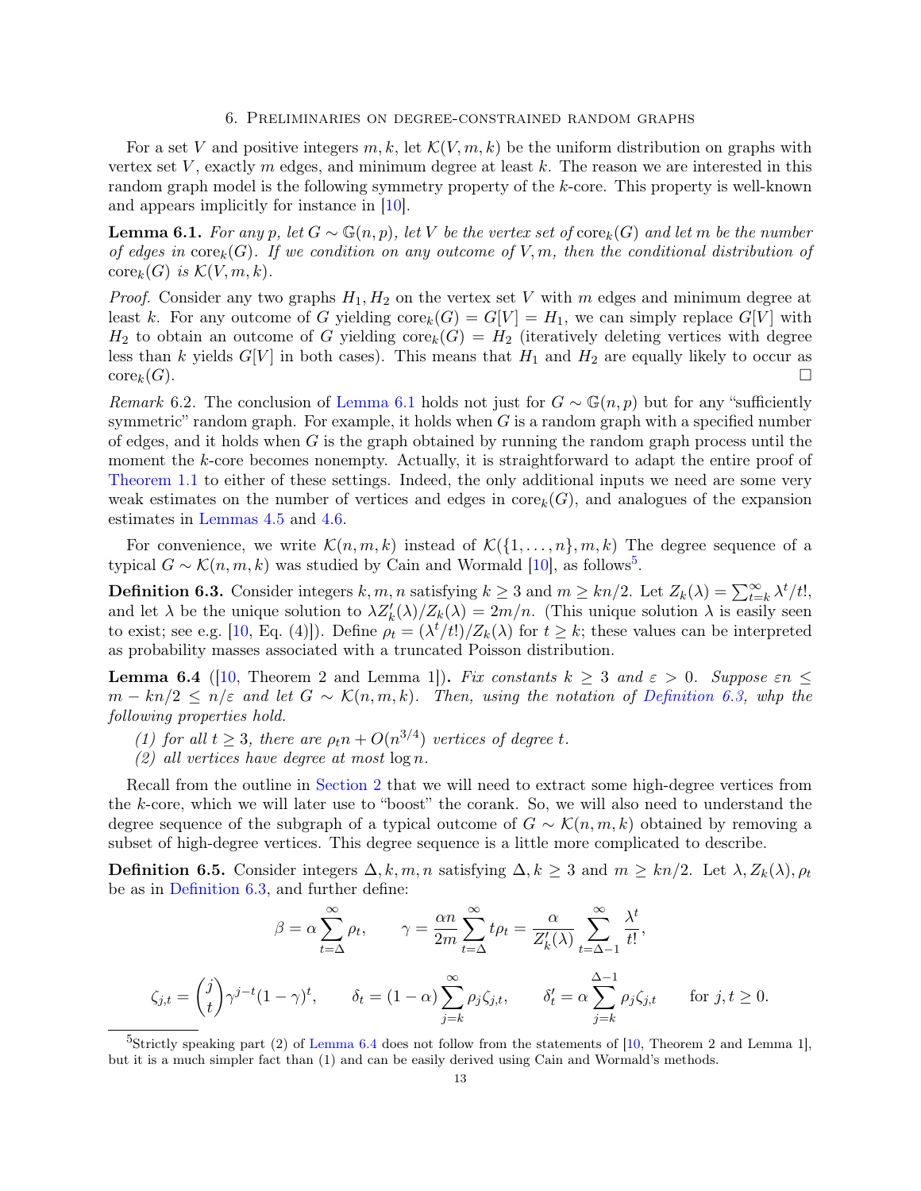## 6. Preliminaries on degree-constrained random graphs

For a set $V$ and positive integers $m, k$, let $\mathcal{K}(V, m, k)$ be the uniform distribution on graphs with vertex set $V$, exactly $m$ edges, and minimum degree at least $k$. The reason we are interested in this random graph model is the following symmetry property of the $k$-core. This property is well-known and appears implicitly for instance in [10].

**Lemma 6.1.** *For any $p$, let $G \sim \mathbb{G}(n,p)$, let $V$ be the vertex set of $\operatorname{core}_k(G)$ and let $m$ be the number of edges in $\operatorname{core}_k(G)$. If we condition on any outcome of $V, m$, then the conditional distribution of $\operatorname{core}_k(G)$ is $\mathcal{K}(V, m, k)$.*

*Proof.* Consider any two graphs $H_1, H_2$ on the vertex set $V$ with $m$ edges and minimum degree at least $k$. For any outcome of $G$ yielding $\operatorname{core}_k(G) = G[V] = H_1$, we can simply replace $G[V]$ with $H_2$ to obtain an outcome of $G$ yielding $\operatorname{core}_k(G) = H_2$ (iteratively deleting vertices with degree less than $k$ yields $G[V]$ in both cases). This means that $H_1$ and $H_2$ are equally likely to occur as $\operatorname{core}_k(G)$. □

*Remark* 6.2. The conclusion of Lemma 6.1 holds not just for $G \sim \mathbb{G}(n,p)$ but for any "sufficiently symmetric" random graph. For example, it holds when $G$ is a random graph with a specified number of edges, and it holds when $G$ is the graph obtained by running the random graph process until the moment the $k$-core becomes nonempty. Actually, it is straightforward to adapt the entire proof of Theorem 1.1 to either of these settings. Indeed, the only additional inputs we need are some very weak estimates on the number of vertices and edges in $\operatorname{core}_k(G)$, and analogues of the expansion estimates in Lemmas 4.5 and 4.6.

For convenience, we write $\mathcal{K}(n, m, k)$ instead of $\mathcal{K}(\{1, \dots, n\}, m, k)$ The degree sequence of a typical $G \sim \mathcal{K}(n, m, k)$ was studied by Cain and Wormald [10], as follows[5].

**Definition 6.3.** Consider integers $k, m, n$ satisfying $k \geq 3$ and $m \geq kn/2$. Let $Z_k(\lambda) = \sum_{t=k}^{\infty} \lambda^t/t!$, and let $\lambda$ be the unique solution to $\lambda Z_k'(\lambda)/Z_k(\lambda) = 2m/n$. (This unique solution $\lambda$ is easily seen to exist; see e.g. [10, Eq. (4)]). Define $\rho_t = (\lambda^t/t!)/Z_k(\lambda)$ for $t \geq k$; these values can be interpreted as probability masses associated with a truncated Poisson distribution.

**Lemma 6.4** ([10, Theorem 2 and Lemma 1])**.** *Fix constants $k \geq 3$ and $\varepsilon > 0$. Suppose $\varepsilon n \leq m - kn/2 \leq n/\varepsilon$ and let $G \sim \mathcal{K}(n, m, k)$. Then, using the notation of Definition 6.3, whp the following properties hold.*

*(1) for all $t \geq 3$, there are $\rho_t n + O(n^{3/4})$ vertices of degree $t$.*
*(2) all vertices have degree at most $\log n$.*

Recall from the outline in Section 2 that we will need to extract some high-degree vertices from the $k$-core, which we will later use to "boost" the corank. So, we will also need to understand the degree sequence of the subgraph of a typical outcome of $G \sim \mathcal{K}(n, m, k)$ obtained by removing a subset of high-degree vertices. This degree sequence is a little more complicated to describe.

**Definition 6.5.** Consider integers $\Delta, k, m, n$ satisfying $\Delta, k \geq 3$ and $m \geq kn/2$. Let $\lambda, Z_k(\lambda), \rho_t$ be as in Definition 6.3, and further define:

$$\beta = \alpha \sum_{t=\Delta}^{\infty} \rho_t, \qquad \gamma = \frac{\alpha n}{2m} \sum_{t=\Delta}^{\infty} t\rho_t = \frac{\alpha}{Z_k'(\lambda)} \sum_{t=\Delta-1}^{\infty} \frac{\lambda^t}{t!},$$

$$\zeta_{j,t} = \binom{j}{t} \gamma^{j-t}(1-\gamma)^t, \qquad \delta_t = (1-\alpha) \sum_{j=k}^{\infty} \rho_j \zeta_{j,t}, \qquad \delta_t' = \alpha \sum_{j=k}^{\Delta-1} \rho_j \zeta_{j,t} \qquad \text{for } j, t \geq 0.$$

[5] Strictly speaking part (2) of Lemma 6.4 does not follow from the statements of [10, Theorem 2 and Lemma 1], but it is a much simpler fact than (1) and can be easily derived using Cain and Wormald's methods.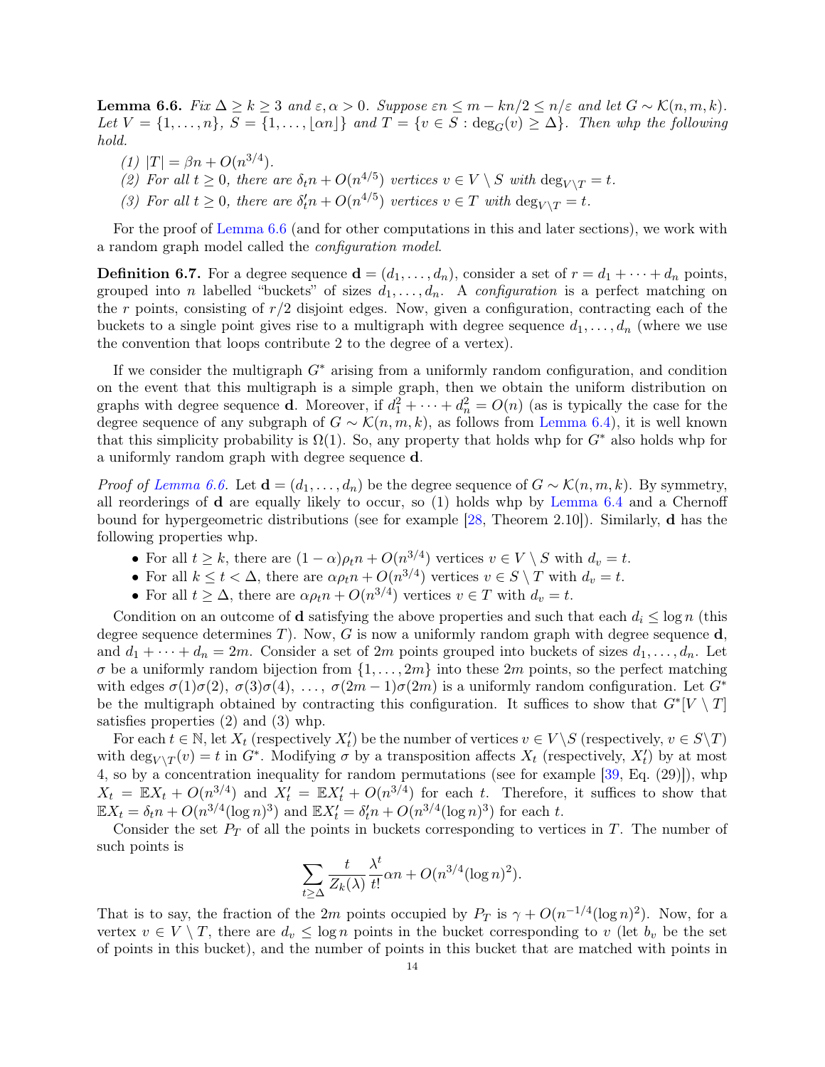**Lemma 6.6.** *Fix $\Delta \geq k \geq 3$ and $\varepsilon, \alpha > 0$. Suppose $\varepsilon n \leq m - kn/2 \leq n/\varepsilon$ and let $G \sim \mathcal{K}(n, m, k)$. Let $V = \{1, \ldots, n\}$, $S = \{1, \ldots, \lfloor \alpha n \rfloor\}$ and $T = \{v \in S : \deg_G(v) \geq \Delta\}$. Then whp the following hold.*

*(1) $|T| = \beta n + O(n^{3/4})$.*

*(2) For all $t \geq 0$, there are $\delta_t n + O(n^{4/5})$ vertices $v \in V \setminus S$ with $\deg_{V \setminus T} = t$.*

*(3) For all $t \geq 0$, there are $\delta'_t n + O(n^{4/5})$ vertices $v \in T$ with $\deg_{V \setminus T} = t$.*

For the proof of Lemma 6.6 (and for other computations in this and later sections), we work with a random graph model called the *configuration model*.

**Definition 6.7.** For a degree sequence $\mathbf{d} = (d_1, \ldots, d_n)$, consider a set of $r = d_1 + \cdots + d_n$ points, grouped into $n$ labelled "buckets" of sizes $d_1, \ldots, d_n$. A *configuration* is a perfect matching on the $r$ points, consisting of $r/2$ disjoint edges. Now, given a configuration, contracting each of the buckets to a single point gives rise to a multigraph with degree sequence $d_1, \ldots, d_n$ (where we use the convention that loops contribute 2 to the degree of a vertex).

If we consider the multigraph $G^*$ arising from a uniformly random configuration, and condition on the event that this multigraph is a simple graph, then we obtain the uniform distribution on graphs with degree sequence $\mathbf{d}$. Moreover, if $d_1^2 + \cdots + d_n^2 = O(n)$ (as is typically the case for the degree sequence of any subgraph of $G \sim \mathcal{K}(n, m, k)$, as follows from Lemma 6.4), it is well known that this simplicity probability is $\Omega(1)$. So, any property that holds whp for $G^*$ also holds whp for a uniformly random graph with degree sequence $\mathbf{d}$.

*Proof of Lemma 6.6.* Let $\mathbf{d} = (d_1, \ldots, d_n)$ be the degree sequence of $G \sim \mathcal{K}(n, m, k)$. By symmetry, all reorderings of $\mathbf{d}$ are equally likely to occur, so (1) holds whp by Lemma 6.4 and a Chernoff bound for hypergeometric distributions (see for example [28, Theorem 2.10]). Similarly, $\mathbf{d}$ has the following properties whp.

- For all $t \geq k$, there are $(1 - \alpha)\rho_t n + O(n^{3/4})$ vertices $v \in V \setminus S$ with $d_v = t$.
- For all $k \leq t < \Delta$, there are $\alpha \rho_t n + O(n^{3/4})$ vertices $v \in S \setminus T$ with $d_v = t$.
- For all $t \geq \Delta$, there are $\alpha \rho_t n + O(n^{3/4})$ vertices $v \in T$ with $d_v = t$.

Condition on an outcome of $\mathbf{d}$ satisfying the above properties and such that each $d_i \leq \log n$ (this degree sequence determines $T$). Now, $G$ is now a uniformly random graph with degree sequence $\mathbf{d}$, and $d_1 + \cdots + d_n = 2m$. Consider a set of $2m$ points grouped into buckets of sizes $d_1, \ldots, d_n$. Let $\sigma$ be a uniformly random bijection from $\{1, \ldots, 2m\}$ into these $2m$ points, so the perfect matching with edges $\sigma(1)\sigma(2)$, $\sigma(3)\sigma(4)$, $\ldots$, $\sigma(2m-1)\sigma(2m)$ is a uniformly random configuration. Let $G^*$ be the multigraph obtained by contracting this configuration. It suffices to show that $G^*[V \setminus T]$ satisfies properties (2) and (3) whp.

For each $t \in \mathbb{N}$, let $X_t$ (respectively $X'_t$) be the number of vertices $v \in V \setminus S$ (respectively, $v \in S \setminus T$) with $\deg_{V \setminus T}(v) = t$ in $G^*$. Modifying $\sigma$ by a transposition affects $X_t$ (respectively, $X'_t$) by at most 4, so by a concentration inequality for random permutations (see for example [39, Eq. (29)]), whp $X_t = \mathbb{E}X_t + O(n^{3/4})$ and $X'_t = \mathbb{E}X'_t + O(n^{3/4})$ for each $t$. Therefore, it suffices to show that $\mathbb{E}X_t = \delta_t n + O(n^{3/4}(\log n)^3)$ and $\mathbb{E}X'_t = \delta'_t n + O(n^{3/4}(\log n)^3)$ for each $t$.

Consider the set $P_T$ of all the points in buckets corresponding to vertices in $T$. The number of such points is

$$\sum_{t \geq \Delta} \frac{t}{Z_k(\lambda)} \frac{\lambda^t}{t!} \alpha n + O(n^{3/4}(\log n)^2).$$

That is to say, the fraction of the $2m$ points occupied by $P_T$ is $\gamma + O(n^{-1/4}(\log n)^2)$. Now, for a vertex $v \in V \setminus T$, there are $d_v \leq \log n$ points in the bucket corresponding to $v$ (let $b_v$ be the set of points in this bucket), and the number of points in this bucket that are matched with points in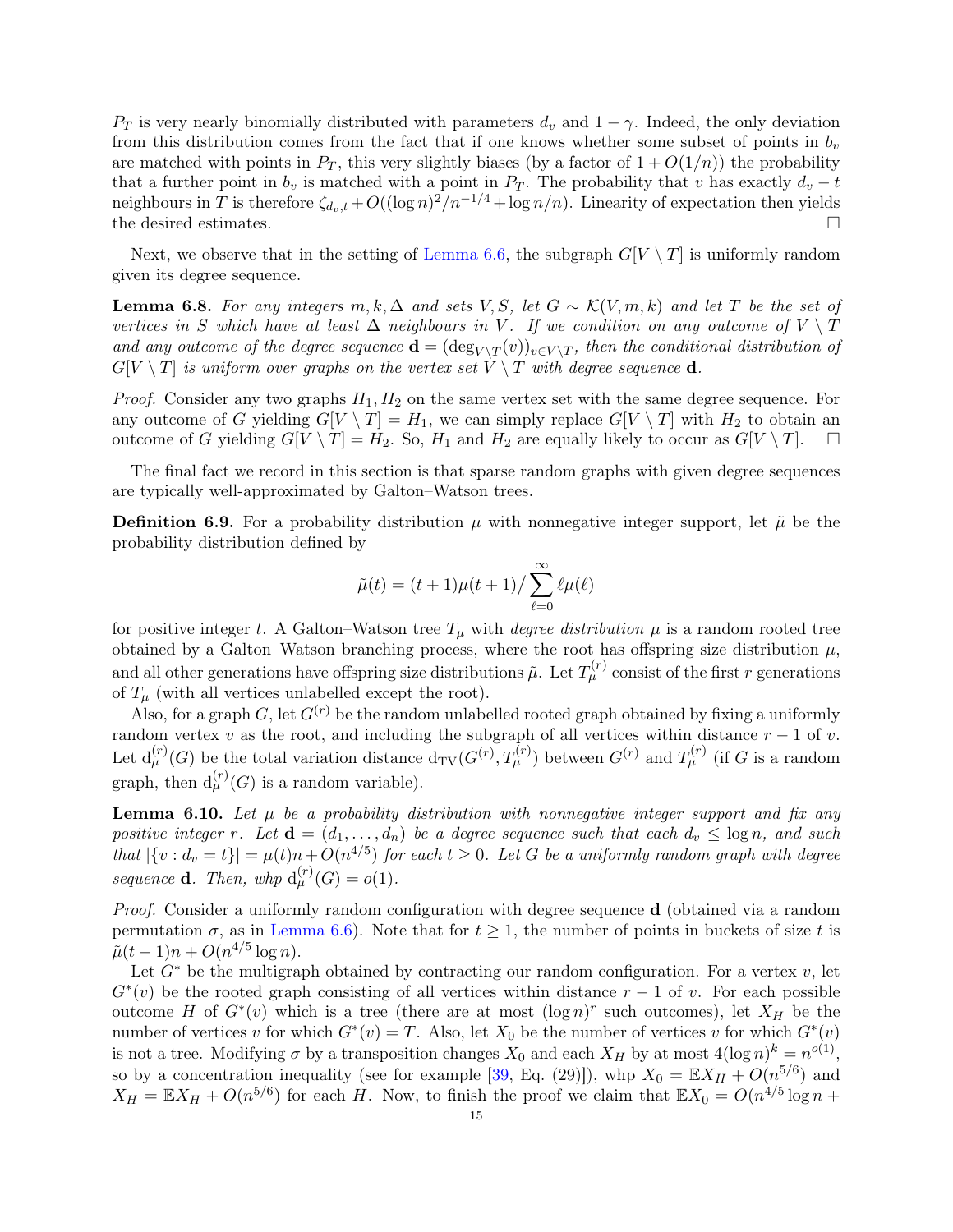$P_T$ is very nearly binomially distributed with parameters $d_v$ and $1-\gamma$. Indeed, the only deviation from this distribution comes from the fact that if one knows whether some subset of points in $b_v$ are matched with points in $P_T$, this very slightly biases (by a factor of $1+O(1/n)$) the probability that a further point in $b_v$ is matched with a point in $P_T$. The probability that $v$ has exactly $d_v - t$ neighbours in $T$ is therefore $\zeta_{d_v,t} + O((\log n)^2/n^{-1/4} + \log n/n)$. Linearity of expectation then yields the desired estimates. $\square$

Next, we observe that in the setting of Lemma 6.6, the subgraph $G[V \setminus T]$ is uniformly random given its degree sequence.

**Lemma 6.8.** *For any integers $m, k, \Delta$ and sets $V, S$, let $G \sim \mathcal{K}(V, m, k)$ and let $T$ be the set of vertices in $S$ which have at least $\Delta$ neighbours in $V$. If we condition on any outcome of $V \setminus T$ and any outcome of the degree sequence $\mathbf{d} = (\deg_{V \setminus T}(v))_{v \in V \setminus T}$, then the conditional distribution of $G[V \setminus T]$ is uniform over graphs on the vertex set $V \setminus T$ with degree sequence $\mathbf{d}$.*

*Proof.* Consider any two graphs $H_1, H_2$ on the same vertex set with the same degree sequence. For any outcome of $G$ yielding $G[V \setminus T] = H_1$, we can simply replace $G[V \setminus T]$ with $H_2$ to obtain an outcome of $G$ yielding $G[V \setminus T] = H_2$. So, $H_1$ and $H_2$ are equally likely to occur as $G[V \setminus T]$. $\square$

The final fact we record in this section is that sparse random graphs with given degree sequences are typically well-approximated by Galton–Watson trees.

**Definition 6.9.** For a probability distribution $\mu$ with nonnegative integer support, let $\tilde{\mu}$ be the probability distribution defined by

$$\tilde{\mu}(t) = (t+1)\mu(t+1) \Big/ \sum_{\ell=0}^{\infty} \ell \mu(\ell)$$

for positive integer $t$. A Galton–Watson tree $T_\mu$ with *degree distribution* $\mu$ is a random rooted tree obtained by a Galton–Watson branching process, where the root has offspring size distribution $\mu$, and all other generations have offspring size distributions $\tilde{\mu}$. Let $T_\mu^{(r)}$ consist of the first $r$ generations of $T_\mu$ (with all vertices unlabelled except the root).

Also, for a graph $G$, let $G^{(r)}$ be the random unlabelled rooted graph obtained by fixing a uniformly random vertex $v$ as the root, and including the subgraph of all vertices within distance $r-1$ of $v$. Let $\mathrm{d}_\mu^{(r)}(G)$ be the total variation distance $\mathrm{d}_{\mathrm{TV}}(G^{(r)}, T_\mu^{(r)})$ between $G^{(r)}$ and $T_\mu^{(r)}$ (if $G$ is a random graph, then $\mathrm{d}_\mu^{(r)}(G)$ is a random variable).

**Lemma 6.10.** *Let $\mu$ be a probability distribution with nonnegative integer support and fix any positive integer $r$. Let $\mathbf{d} = (d_1, \dots, d_n)$ be a degree sequence such that each $d_v \le \log n$, and such that $|\{v : d_v = t\}| = \mu(t)n + O(n^{4/5})$ for each $t \ge 0$. Let $G$ be a uniformly random graph with degree sequence $\mathbf{d}$. Then, whp $\mathrm{d}_\mu^{(r)}(G) = o(1)$.*

*Proof.* Consider a uniformly random configuration with degree sequence $\mathbf{d}$ (obtained via a random permutation $\sigma$, as in Lemma 6.6). Note that for $t \ge 1$, the number of points in buckets of size $t$ is $\tilde{\mu}(t-1)n + O(n^{4/5} \log n)$.

Let $G^*$ be the multigraph obtained by contracting our random configuration. For a vertex $v$, let $G^*(v)$ be the rooted graph consisting of all vertices within distance $r-1$ of $v$. For each possible outcome $H$ of $G^*(v)$ which is a tree (there are at most $(\log n)^r$ such outcomes), let $X_H$ be the number of vertices $v$ for which $G^*(v) = T$. Also, let $X_0$ be the number of vertices $v$ for which $G^*(v)$ is not a tree. Modifying $\sigma$ by a transposition changes $X_0$ and each $X_H$ by at most $4(\log n)^k = n^{o(1)}$, so by a concentration inequality (see for example [39, Eq. (29)]), whp $X_0 = \mathbb{E}X_H + O(n^{5/6})$ and $X_H = \mathbb{E}X_H + O(n^{5/6})$ for each $H$. Now, to finish the proof we claim that $\mathbb{E}X_0 = O(n^{4/5} \log n +$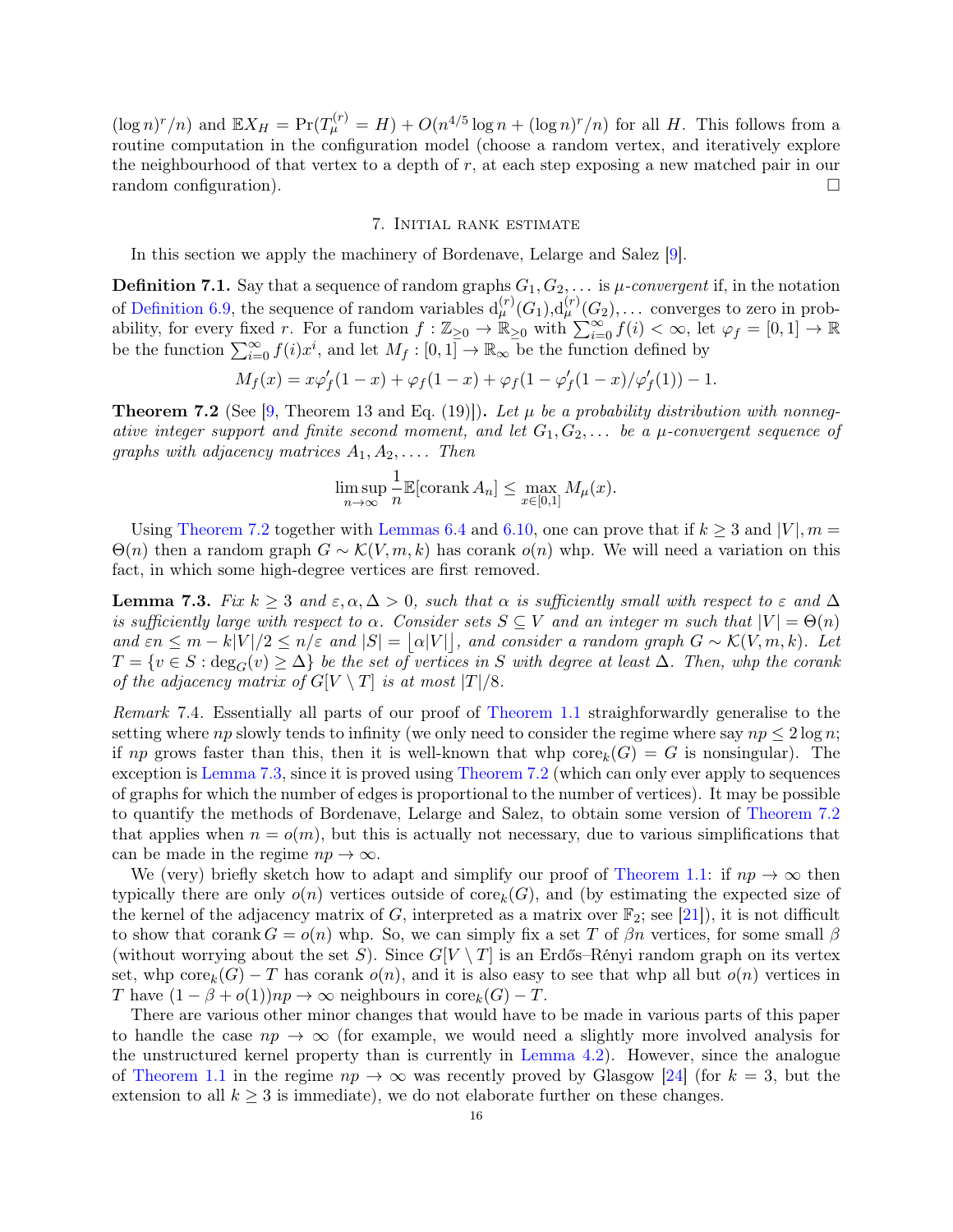$(\log n)^r/n)$ and $\mathbb{E}X_H = \Pr(T_\mu^{(r)} = H) + O(n^{4/5}\log n + (\log n)^r/n)$ for all $H$. This follows from a routine computation in the configuration model (choose a random vertex, and iteratively explore the neighbourhood of that vertex to a depth of $r$, at each step exposing a new matched pair in our random configuration). □

## 7. Initial rank estimate

In this section we apply the machinery of Bordenave, Lelarge and Salez [9].

**Definition 7.1.** Say that a sequence of random graphs $G_1, G_2, \dots$ is *$\mu$-convergent* if, in the notation of Definition 6.9, the sequence of random variables $\mathrm{d}_\mu^{(r)}(G_1), \mathrm{d}_\mu^{(r)}(G_2), \dots$ converges to zero in probability, for every fixed $r$. For a function $f : \mathbb{Z}_{\ge 0} \to \mathbb{R}_{\ge 0}$ with $\sum_{i=0}^\infty f(i) < \infty$, let $\varphi_f = [0,1] \to \mathbb{R}$ be the function $\sum_{i=0}^\infty f(i)x^i$, and let $M_f : [0,1] \to \mathbb{R}_\infty$ be the function defined by

$$M_f(x) = x\varphi_f'(1-x) + \varphi_f(1-x) + \varphi_f(1 - \varphi_f'(1-x)/\varphi_f'(1)) - 1.$$

**Theorem 7.2** (See [9, Theorem 13 and Eq. (19)])**.** *Let $\mu$ be a probability distribution with nonnegative integer support and finite second moment, and let $G_1, G_2, \dots$ be a $\mu$-convergent sequence of graphs with adjacency matrices $A_1, A_2, \dots$. Then*

$$\limsup_{n\to\infty} \frac{1}{n}\mathbb{E}[\operatorname{corank} A_n] \le \max_{x\in[0,1]} M_\mu(x).$$

Using Theorem 7.2 together with Lemmas 6.4 and 6.10, one can prove that if $k \ge 3$ and $|V|, m = \Theta(n)$ then a random graph $G \sim \mathcal{K}(V, m, k)$ has corank $o(n)$ whp. We will need a variation on this fact, in which some high-degree vertices are first removed.

**Lemma 7.3.** *Fix $k \ge 3$ and $\varepsilon, \alpha, \Delta > 0$, such that $\alpha$ is sufficiently small with respect to $\varepsilon$ and $\Delta$ is sufficiently large with respect to $\alpha$. Consider sets $S \subseteq V$ and an integer $m$ such that $|V| = \Theta(n)$ and $\varepsilon n \le m - k|V|/2 \le n/\varepsilon$ and $|S| = \lfloor \alpha|V| \rfloor$, and consider a random graph $G \sim \mathcal{K}(V, m, k)$. Let $T = \{v \in S : \deg_G(v) \ge \Delta\}$ be the set of vertices in $S$ with degree at least $\Delta$. Then, whp the corank of the adjacency matrix of $G[V \setminus T]$ is at most $|T|/8$.*

*Remark* 7.4. Essentially all parts of our proof of Theorem 1.1 straighforwardly generalise to the setting where $np$ slowly tends to infinity (we only need to consider the regime where say $np \le 2\log n$; if $np$ grows faster than this, then it is well-known that whp $\mathrm{core}_k(G) = G$ is nonsingular). The exception is Lemma 7.3, since it is proved using Theorem 7.2 (which can only ever apply to sequences of graphs for which the number of edges is proportional to the number of vertices). It may be possible to quantify the methods of Bordenave, Lelarge and Salez, to obtain some version of Theorem 7.2 that applies when $n = o(m)$, but this is actually not necessary, due to various simplifications that can be made in the regime $np \to \infty$.

We (very) briefly sketch how to adapt and simplify our proof of Theorem 1.1: if $np \to \infty$ then typically there are only $o(n)$ vertices outside of $\mathrm{core}_k(G)$, and (by estimating the expected size of the kernel of the adjacency matrix of $G$, interpreted as a matrix over $\mathbb{F}_2$; see [21]), it is not difficult to show that $\operatorname{corank} G = o(n)$ whp. So, we can simply fix a set $T$ of $\beta n$ vertices, for some small $\beta$ (without worrying about the set $S$). Since $G[V \setminus T]$ is an Erdős–Rényi random graph on its vertex set, whp $\mathrm{core}_k(G) - T$ has corank $o(n)$, and it is also easy to see that whp all but $o(n)$ vertices in $T$ have $(1 - \beta + o(1))np \to \infty$ neighbours in $\mathrm{core}_k(G) - T$.

There are various other minor changes that would have to be made in various parts of this paper to handle the case $np \to \infty$ (for example, we would need a slightly more involved analysis for the unstructured kernel property than is currently in Lemma 4.2). However, since the analogue of Theorem 1.1 in the regime $np \to \infty$ was recently proved by Glasgow [24] (for $k = 3$, but the extension to all $k \ge 3$ is immediate), we do not elaborate further on these changes.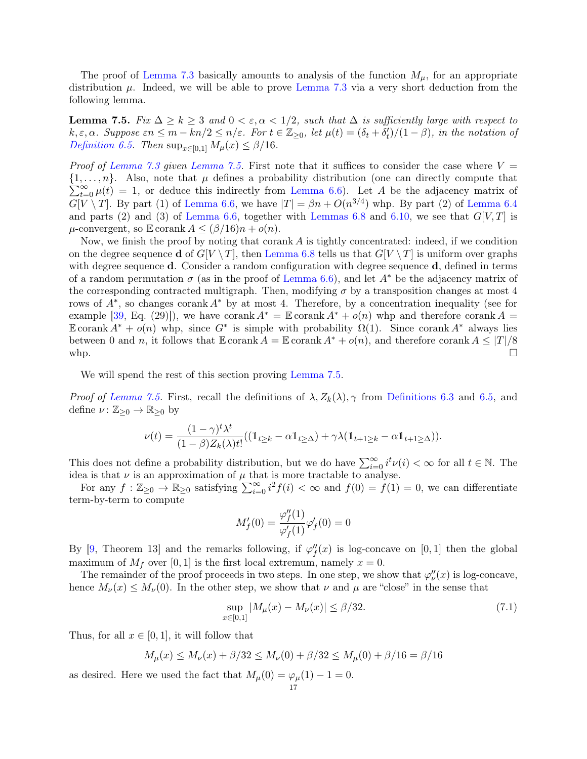The proof of Lemma 7.3 basically amounts to analysis of the function $M_\mu$, for an appropriate distribution $\mu$. Indeed, we will be able to prove Lemma 7.3 via a very short deduction from the following lemma.

**Lemma 7.5.** *Fix $\Delta \geq k \geq 3$ and $0 < \varepsilon, \alpha < 1/2$, such that $\Delta$ is sufficiently large with respect to $k, \varepsilon, \alpha$. Suppose $\varepsilon n \leq m - kn/2 \leq n/\varepsilon$. For $t \in \mathbb{Z}_{\geq 0}$, let $\mu(t) = (\delta_t + \delta'_t)/(1-\beta)$, in the notation of Definition 6.5. Then $\sup_{x\in[0,1]} M_\mu(x) \leq \beta/16$.*

*Proof of Lemma 7.3 given Lemma 7.5.* First note that it suffices to consider the case where $V = \{1, \ldots, n\}$. Also, note that $\mu$ defines a probability distribution (one can directly compute that $\sum_{t=0}^\infty \mu(t) = 1$, or deduce this indirectly from Lemma 6.6). Let $A$ be the adjacency matrix of $G[V \setminus T]$. By part (1) of Lemma 6.6, we have $|T| = \beta n + O(n^{3/4})$ whp. By part (2) of Lemma 6.4 and parts (2) and (3) of Lemma 6.6, together with Lemmas 6.8 and 6.10, we see that $G[V, T]$ is $\mu$-convergent, so $\mathbb{E} \operatorname{corank} A \leq (\beta/16)n + o(n)$.

Now, we finish the proof by noting that $\operatorname{corank} A$ is tightly concentrated: indeed, if we condition on the degree sequence $\mathbf{d}$ of $G[V \setminus T]$, then Lemma 6.8 tells us that $G[V \setminus T]$ is uniform over graphs with degree sequence $\mathbf{d}$. Consider a random configuration with degree sequence $\mathbf{d}$, defined in terms of a random permutation $\sigma$ (as in the proof of Lemma 6.6), and let $A^*$ be the adjacency matrix of the corresponding contracted multigraph. Then, modifying $\sigma$ by a transposition changes at most 4 rows of $A^*$, so changes $\operatorname{corank} A^*$ by at most 4. Therefore, by a concentration inequality (see for example [39, Eq. (29)]), we have $\operatorname{corank} A^* = \mathbb{E} \operatorname{corank} A^* + o(n)$ whp and therefore $\operatorname{corank} A = \mathbb{E} \operatorname{corank} A^* + o(n)$ whp, since $G^*$ is simple with probability $\Omega(1)$. Since $\operatorname{corank} A^*$ always lies between 0 and $n$, it follows that $\mathbb{E} \operatorname{corank} A = \mathbb{E} \operatorname{corank} A^* + o(n)$, and therefore $\operatorname{corank} A \leq |T|/8$ whp. $\square$

We will spend the rest of this section proving Lemma 7.5.

*Proof of Lemma 7.5.* First, recall the definitions of $\lambda, Z_k(\lambda), \gamma$ from Definitions 6.3 and 6.5, and define $\nu \colon \mathbb{Z}_{\geq 0} \to \mathbb{R}_{\geq 0}$ by

$$\nu(t) = \frac{(1-\gamma)^t \lambda^t}{(1-\beta) Z_k(\lambda) t!}((\mathbb{1}_{t\geq k} - \alpha \mathbb{1}_{t \geq \Delta}) + \gamma\lambda(\mathbb{1}_{t+1\geq k} - \alpha \mathbb{1}_{t+1\geq \Delta})).$$

This does not define a probability distribution, but we do have $\sum_{i=0}^\infty i^t \nu(i) < \infty$ for all $t \in \mathbb{N}$. The idea is that $\nu$ is an approximation of $\mu$ that is more tractable to analyse.

For any $f : \mathbb{Z}_{\geq 0} \to \mathbb{R}_{\geq 0}$ satisfying $\sum_{i=0}^\infty i^2 f(i) < \infty$ and $f(0) = f(1) = 0$, we can differentiate term-by-term to compute

$$M_f'(0) = \frac{\varphi_f''(1)}{\varphi_f'(1)} \varphi_f'(0) = 0$$

By [9, Theorem 13] and the remarks following, if $\varphi_f''(x)$ is log-concave on $[0, 1]$ then the global maximum of $M_f$ over $[0, 1]$ is the first local extremum, namely $x = 0$.

The remainder of the proof proceeds in two steps. In one step, we show that $\varphi_\nu''(x)$ is log-concave, hence $M_\nu(x) \leq M_\nu(0)$. In the other step, we show that $\nu$ and $\mu$ are "close" in the sense that

$$\sup_{x\in[0,1]} |M_\mu(x) - M_\nu(x)| \leq \beta/32. \tag{7.1}$$

Thus, for all $x \in [0, 1]$, it will follow that

$$M_\mu(x) \leq M_\nu(x) + \beta/32 \leq M_\nu(0) + \beta/32 \leq M_\mu(0) + \beta/16 = \beta/16$$

as desired. Here we used the fact that $M_\mu(0) = \varphi_\mu(1) - 1 = 0$.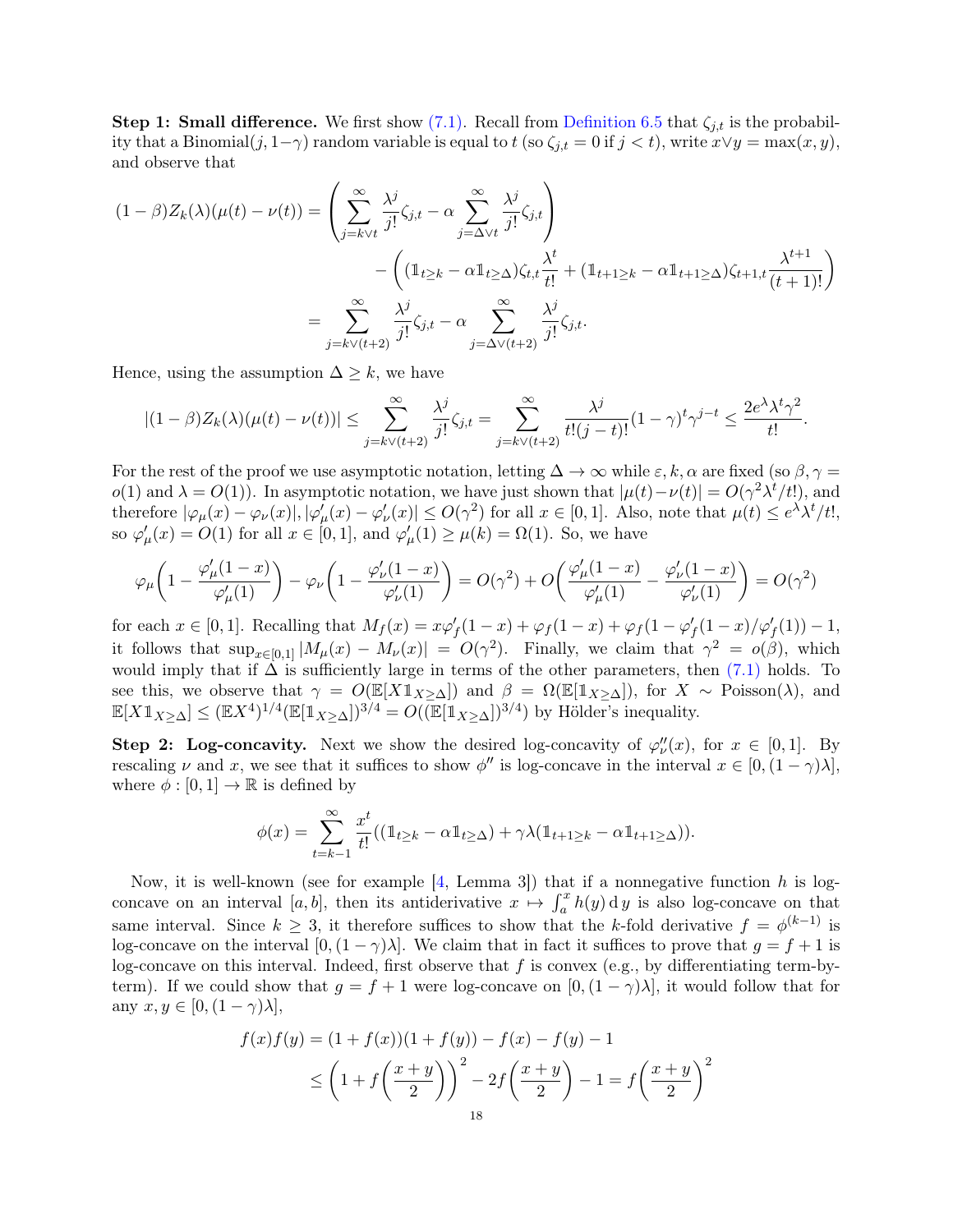**Step 1: Small difference.** We first show (7.1). Recall from Definition 6.5 that $\zeta_{j,t}$ is the probability that a Binomial$(j, 1-\gamma)$ random variable is equal to $t$ (so $\zeta_{j,t} = 0$ if $j < t$), write $x \vee y = \max(x, y)$, and observe that

$$
\begin{aligned}
(1-\beta) Z_k(\lambda)(\mu(t) - \nu(t)) &= \left( \sum_{j=k\vee t}^{\infty} \frac{\lambda^j}{j!}\zeta_{j,t} - \alpha \sum_{j=\Delta \vee t}^{\infty} \frac{\lambda^j}{j!}\zeta_{j,t} \right) \\
&\qquad - \left( (\mathbb{1}_{t\geq k} - \alpha \mathbb{1}_{t\geq \Delta})\zeta_{t,t}\frac{\lambda^t}{t!} + (\mathbb{1}_{t+1\geq k} - \alpha \mathbb{1}_{t+1\geq \Delta})\zeta_{t+1,t}\frac{\lambda^{t+1}}{(t+1)!} \right) \\
&= \sum_{j=k\vee(t+2)}^{\infty} \frac{\lambda^j}{j!}\zeta_{j,t} - \alpha \sum_{j=\Delta\vee(t+2)}^{\infty} \frac{\lambda^j}{j!}\zeta_{j,t}.
\end{aligned}
$$

Hence, using the assumption $\Delta \geq k$, we have

$$
|(1-\beta) Z_k(\lambda)(\mu(t) - \nu(t))| \leq \sum_{j=k\vee(t+2)}^{\infty} \frac{\lambda^j}{j!}\zeta_{j,t} = \sum_{j=k\vee(t+2)}^{\infty} \frac{\lambda^j}{t!(j-t)!}(1-\gamma)^t \gamma^{j-t} \leq \frac{2e^\lambda \lambda^t \gamma^2}{t!}.
$$

For the rest of the proof we use asymptotic notation, letting $\Delta \to \infty$ while $\varepsilon, k, \alpha$ are fixed (so $\beta, \gamma = o(1)$ and $\lambda = O(1)$). In asymptotic notation, we have just shown that $|\mu(t) - \nu(t)| = O(\gamma^2 \lambda^t / t!)$, and therefore $|\varphi_\mu(x) - \varphi_\nu(x)|, |\varphi'_\mu(x) - \varphi'_\nu(x)| \leq O(\gamma^2)$ for all $x \in [0,1]$. Also, note that $\mu(t) \leq e^\lambda \lambda^t / t!$, so $\varphi'_\mu(x) = O(1)$ for all $x \in [0,1]$, and $\varphi'_\mu(1) \geq \mu(k) = \Omega(1)$. So, we have

$$
\varphi_\mu\left(1 - \frac{\varphi'_\mu(1-x)}{\varphi'_\mu(1)}\right) - \varphi_\nu\left(1 - \frac{\varphi'_\nu(1-x)}{\varphi'_\nu(1)}\right) = O(\gamma^2) + O\left(\frac{\varphi'_\mu(1-x)}{\varphi'_\mu(1)} - \frac{\varphi'_\nu(1-x)}{\varphi'_\nu(1)}\right) = O(\gamma^2)
$$

for each $x \in [0,1]$. Recalling that $M_f(x) = x\varphi'_f(1-x) + \varphi_f(1-x) + \varphi_f(1 - \varphi'_f(1-x)/\varphi'_f(1)) - 1$, it follows that $\sup_{x\in[0,1]} |M_\mu(x) - M_\nu(x)| = O(\gamma^2)$. Finally, we claim that $\gamma^2 = o(\beta)$, which would imply that if $\Delta$ is sufficiently large in terms of the other parameters, then (7.1) holds. To see this, we observe that $\gamma = O(\mathbb{E}[X\mathbb{1}_{X\geq\Delta}])$ and $\beta = \Omega(\mathbb{E}[\mathbb{1}_{X\geq\Delta}])$, for $X \sim$ Poisson$(\lambda)$, and $\mathbb{E}[X\mathbb{1}_{X\geq\Delta}] \leq (\mathbb{E}X^4)^{1/4}(\mathbb{E}[\mathbb{1}_{X\geq\Delta}])^{3/4} = O((\mathbb{E}[\mathbb{1}_{X\geq\Delta}])^{3/4})$ by Hölder's inequality.

**Step 2: Log-concavity.** Next we show the desired log-concavity of $\varphi''_\nu(x)$, for $x \in [0,1]$. By rescaling $\nu$ and $x$, we see that it suffices to show $\phi''$ is log-concave in the interval $x \in [0, (1-\gamma)\lambda]$, where $\phi : [0,1] \to \mathbb{R}$ is defined by

$$
\phi(x) = \sum_{t=k-1}^{\infty} \frac{x^t}{t!}((\mathbb{1}_{t\geq k} - \alpha\mathbb{1}_{t\geq\Delta}) + \gamma\lambda(\mathbb{1}_{t+1\geq k} - \alpha\mathbb{1}_{t+1\geq\Delta})).
$$

Now, it is well-known (see for example [4, Lemma 3]) that if a nonnegative function $h$ is log-concave on an interval $[a,b]$, then its antiderivative $x \mapsto \int_a^x h(y)\,\mathrm{d}\,y$ is also log-concave on that same interval. Since $k \geq 3$, it therefore suffices to show that the $k$-fold derivative $f = \phi^{(k-1)}$ is log-concave on the interval $[0, (1-\gamma)\lambda]$. We claim that in fact it suffices to prove that $g = f + 1$ is log-concave on this interval. Indeed, first observe that $f$ is convex (e.g., by differentiating term-by-term). If we could show that $g = f + 1$ were log-concave on $[0, (1-\gamma)\lambda]$, it would follow that for any $x, y \in [0, (1-\gamma)\lambda]$,

$$
\begin{aligned}
f(x)f(y) &= (1+f(x))(1+f(y)) - f(x) - f(y) - 1 \\
&\leq \left(1 + f\left(\frac{x+y}{2}\right)\right)^2 - 2f\left(\frac{x+y}{2}\right) - 1 = f\left(\frac{x+y}{2}\right)^2
\end{aligned}
$$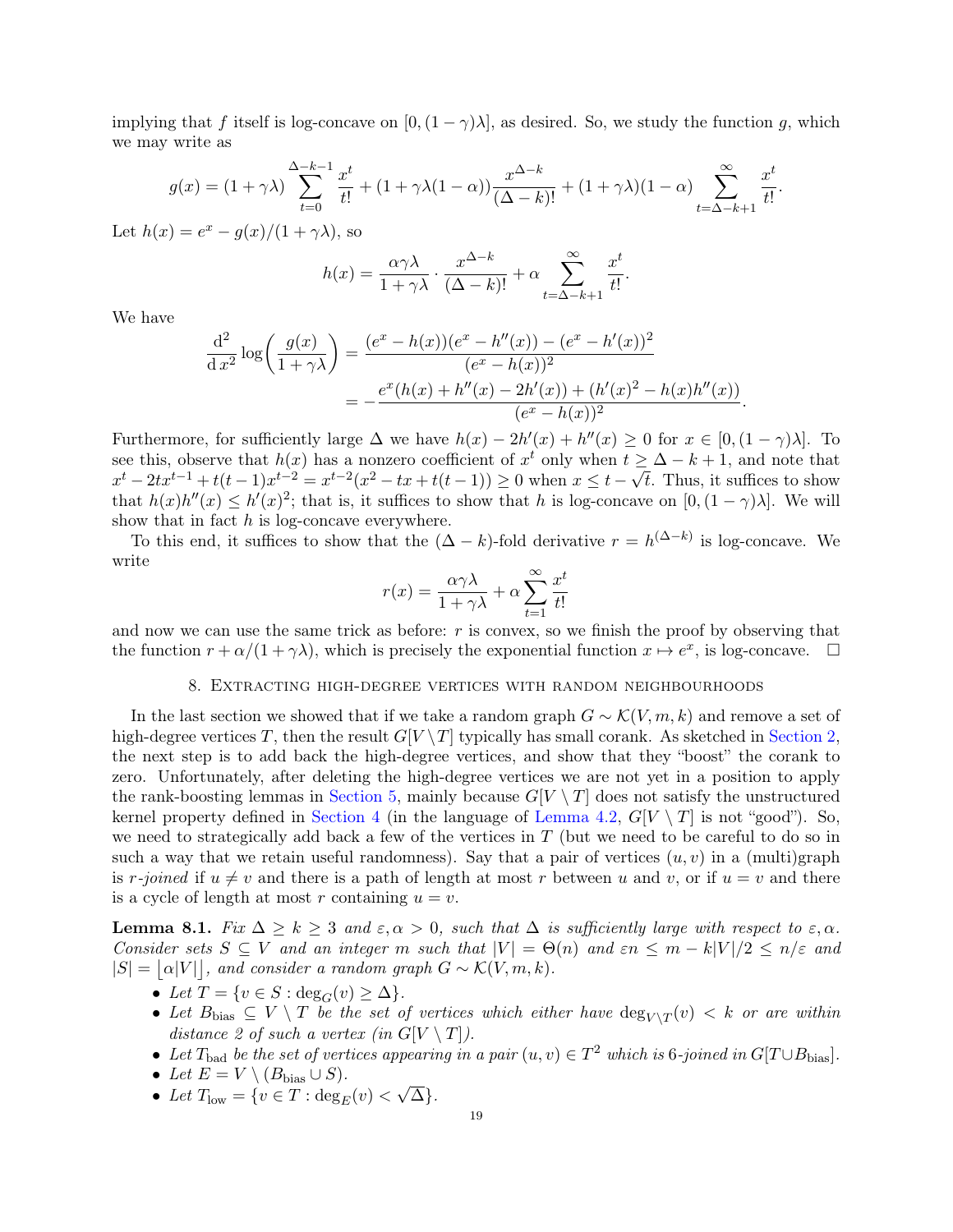implying that $f$ itself is log-concave on $[0,(1-\gamma)\lambda]$, as desired. So, we study the function $g$, which we may write as

$$g(x) = (1+\gamma\lambda)\sum_{t=0}^{\Delta-k-1}\frac{x^t}{t!} + (1+\gamma\lambda(1-\alpha))\frac{x^{\Delta-k}}{(\Delta-k)!} + (1+\gamma\lambda)(1-\alpha)\sum_{t=\Delta-k+1}^{\infty}\frac{x^t}{t!}.$$

Let $h(x) = e^x - g(x)/(1+\gamma\lambda)$, so

$$h(x) = \frac{\alpha\gamma\lambda}{1+\gamma\lambda}\cdot\frac{x^{\Delta-k}}{(\Delta-k)!} + \alpha\sum_{t=\Delta-k+1}^{\infty}\frac{x^t}{t!}.$$

We have

$$\begin{aligned}\frac{\mathrm{d}^2}{\mathrm{d}\,x^2}\log\left(\frac{g(x)}{1+\gamma\lambda}\right) &= \frac{(e^x-h(x))(e^x-h''(x))-(e^x-h'(x))^2}{(e^x-h(x))^2} \\ &= -\frac{e^x(h(x)+h''(x)-2h'(x))+(h'(x)^2-h(x)h''(x))}{(e^x-h(x))^2}.\end{aligned}$$

Furthermore, for sufficiently large $\Delta$ we have $h(x)-2h'(x)+h''(x)\geq 0$ for $x\in[0,(1-\gamma)\lambda]$. To see this, observe that $h(x)$ has a nonzero coefficient of $x^t$ only when $t\geq\Delta-k+1$, and note that $x^t-2tx^{t-1}+t(t-1)x^{t-2} = x^{t-2}(x^2-tx+t(t-1))\geq 0$ when $x\leq t-\sqrt{t}$. Thus, it suffices to show that $h(x)h''(x)\leq h'(x)^2$; that is, it suffices to show that $h$ is log-concave on $[0,(1-\gamma)\lambda]$. We will show that in fact $h$ is log-concave everywhere.

To this end, it suffices to show that the $(\Delta-k)$-fold derivative $r = h^{(\Delta-k)}$ is log-concave. We write

$$r(x) = \frac{\alpha\gamma\lambda}{1+\gamma\lambda} + \alpha\sum_{t=1}^{\infty}\frac{x^t}{t!}$$

and now we can use the same trick as before: $r$ is convex, so we finish the proof by observing that the function $r+\alpha/(1+\gamma\lambda)$, which is precisely the exponential function $x\mapsto e^x$, is log-concave. $\square$

## 8. Extracting high-degree vertices with random neighbourhoods

In the last section we showed that if we take a random graph $G\sim\mathcal{K}(V,m,k)$ and remove a set of high-degree vertices $T$, then the result $G[V\setminus T]$ typically has small corank. As sketched in Section 2, the next step is to add back the high-degree vertices, and show that they "boost" the corank to zero. Unfortunately, after deleting the high-degree vertices we are not yet in a position to apply the rank-boosting lemmas in Section 5, mainly because $G[V\setminus T]$ does not satisfy the unstructured kernel property defined in Section 4 (in the language of Lemma 4.2, $G[V\setminus T]$ is not "good"). So, we need to strategically add back a few of the vertices in $T$ (but we need to be careful to do so in such a way that we retain useful randomness). Say that a pair of vertices $(u,v)$ in a (multi)graph is *$r$-joined* if $u\neq v$ and there is a path of length at most $r$ between $u$ and $v$, or if $u=v$ and there is a cycle of length at most $r$ containing $u=v$.

**Lemma 8.1.** *Fix $\Delta\geq k\geq 3$ and $\varepsilon,\alpha>0$, such that $\Delta$ is sufficiently large with respect to $\varepsilon,\alpha$. Consider sets $S\subseteq V$ and an integer $m$ such that $|V|=\Theta(n)$ and $\varepsilon n\leq m-k|V|/2\leq n/\varepsilon$ and $|S|=\lfloor\alpha|V|\rfloor$, and consider a random graph $G\sim\mathcal{K}(V,m,k)$.*

- *Let $T=\{v\in S:\deg_G(v)\geq\Delta\}$.*
- *Let $B_{\mathrm{bias}}\subseteq V\setminus T$ be the set of vertices which either have $\deg_{V\setminus T}(v)<k$ or are within distance 2 of such a vertex (in $G[V\setminus T]$).*
- *Let $T_{\mathrm{bad}}$ be the set of vertices appearing in a pair $(u,v)\in T^2$ which is 6-joined in $G[T\cup B_{\mathrm{bias}}]$.*
- *Let $E=V\setminus(B_{\mathrm{bias}}\cup S)$.*
- *Let $T_{\mathrm{low}}=\{v\in T:\deg_E(v)<\sqrt{\Delta}\}$.*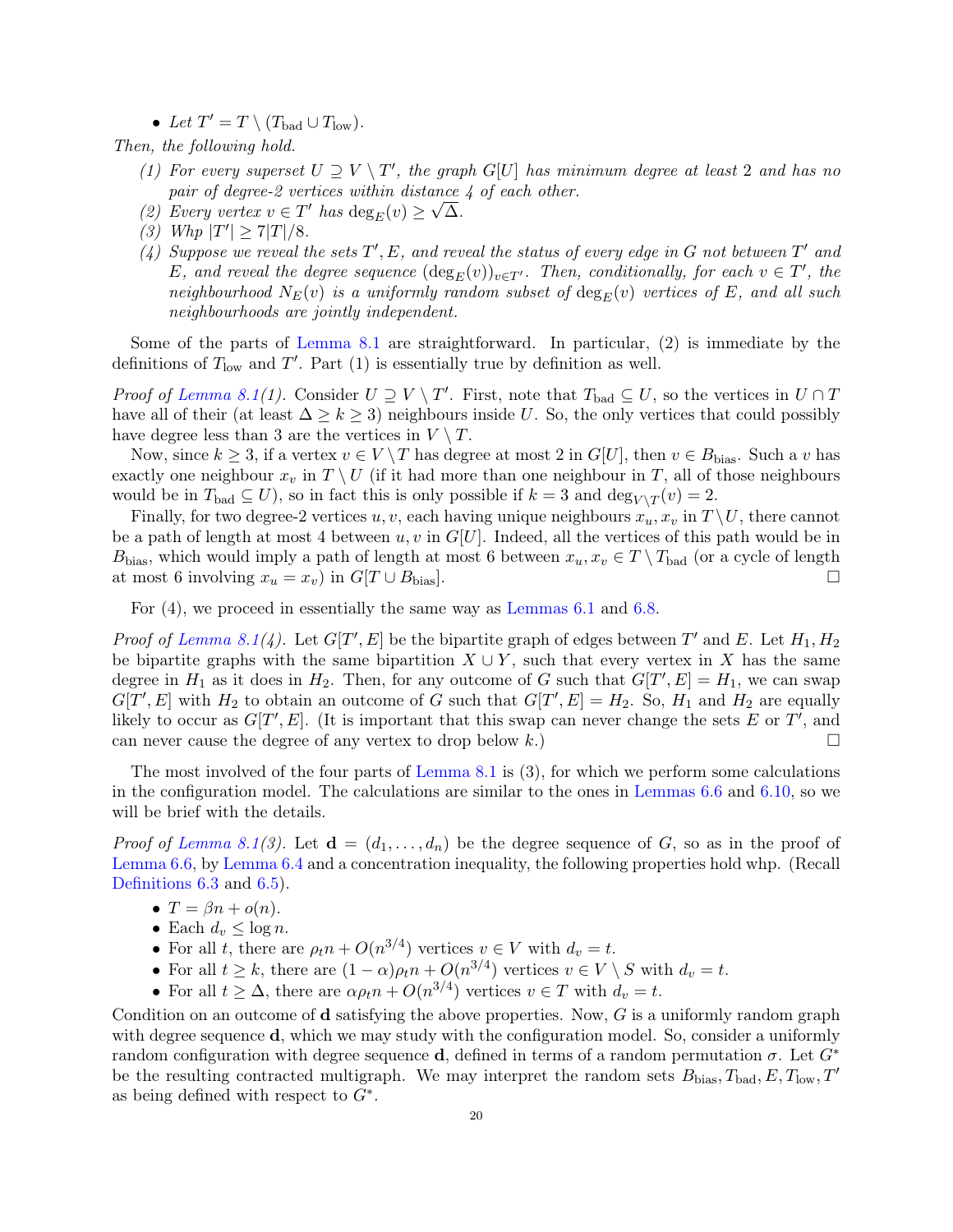- *Let $T' = T \setminus (T_{\text{bad}} \cup T_{\text{low}})$.*

*Then, the following hold.*

*(1) For every superset $U \supseteq V \setminus T'$, the graph $G[U]$ has minimum degree at least 2 and has no pair of degree-2 vertices within distance 4 of each other.*

*(2) Every vertex $v \in T'$ has $\deg_E(v) \geq \sqrt{\Delta}$.*

*(3) Whp $|T'| \geq 7|T|/8$.*

*(4) Suppose we reveal the sets $T', E$, and reveal the status of every edge in $G$ not between $T'$ and $E$, and reveal the degree sequence $(\deg_E(v))_{v \in T'}$. Then, conditionally, for each $v \in T'$, the neighbourhood $N_E(v)$ is a uniformly random subset of $\deg_E(v)$ vertices of $E$, and all such neighbourhoods are jointly independent.*

Some of the parts of Lemma 8.1 are straightforward. In particular, (2) is immediate by the definitions of $T_{\text{low}}$ and $T'$. Part (1) is essentially true by definition as well.

*Proof of Lemma 8.1(1).* Consider $U \supseteq V \setminus T'$. First, note that $T_{\text{bad}} \subseteq U$, so the vertices in $U \cap T$ have all of their (at least $\Delta \geq k \geq 3$) neighbours inside $U$. So, the only vertices that could possibly have degree less than 3 are the vertices in $V \setminus T$.

Now, since $k \geq 3$, if a vertex $v \in V \setminus T$ has degree at most 2 in $G[U]$, then $v \in B_{\text{bias}}$. Such a $v$ has exactly one neighbour $x_v$ in $T \setminus U$ (if it had more than one neighbour in $T$, all of those neighbours would be in $T_{\text{bad}} \subseteq U$), so in fact this is only possible if $k = 3$ and $\deg_{V \setminus T}(v) = 2$.

Finally, for two degree-2 vertices $u, v$, each having unique neighbours $x_u, x_v$ in $T \setminus U$, there cannot be a path of length at most 4 between $u, v$ in $G[U]$. Indeed, all the vertices of this path would be in $B_{\text{bias}}$, which would imply a path of length at most 6 between $x_u, x_v \in T \setminus T_{\text{bad}}$ (or a cycle of length at most 6 involving $x_u = x_v$) in $G[T \cup B_{\text{bias}}]$. $\square$

For (4), we proceed in essentially the same way as Lemmas 6.1 and 6.8.

*Proof of Lemma 8.1(4).* Let $G[T', E]$ be the bipartite graph of edges between $T'$ and $E$. Let $H_1, H_2$ be bipartite graphs with the same bipartition $X \cup Y$, such that every vertex in $X$ has the same degree in $H_1$ as it does in $H_2$. Then, for any outcome of $G$ such that $G[T', E] = H_1$, we can swap $G[T', E]$ with $H_2$ to obtain an outcome of $G$ such that $G[T', E] = H_2$. So, $H_1$ and $H_2$ are equally likely to occur as $G[T', E]$. (It is important that this swap can never change the sets $E$ or $T'$, and can never cause the degree of any vertex to drop below $k$.) $\square$

The most involved of the four parts of Lemma 8.1 is (3), for which we perform some calculations in the configuration model. The calculations are similar to the ones in Lemmas 6.6 and 6.10, so we will be brief with the details.

*Proof of Lemma 8.1(3).* Let $\mathbf{d} = (d_1, \ldots, d_n)$ be the degree sequence of $G$, so as in the proof of Lemma 6.6, by Lemma 6.4 and a concentration inequality, the following properties hold whp. (Recall Definitions 6.3 and 6.5).

- $T = \beta n + o(n)$.
- Each $d_v \leq \log n$.
- For all $t$, there are $\rho_t n + O(n^{3/4})$ vertices $v \in V$ with $d_v = t$.
- For all $t \geq k$, there are $(1 - \alpha)\rho_t n + O(n^{3/4})$ vertices $v \in V \setminus S$ with $d_v = t$.
- For all $t \geq \Delta$, there are $\alpha \rho_t n + O(n^{3/4})$ vertices $v \in T$ with $d_v = t$.

Condition on an outcome of $\mathbf{d}$ satisfying the above properties. Now, $G$ is a uniformly random graph with degree sequence $\mathbf{d}$, which we may study with the configuration model. So, consider a uniformly random configuration with degree sequence $\mathbf{d}$, defined in terms of a random permutation $\sigma$. Let $G^*$ be the resulting contracted multigraph. We may interpret the random sets $B_{\text{bias}}, T_{\text{bad}}, E, T_{\text{low}}, T'$ as being defined with respect to $G^*$.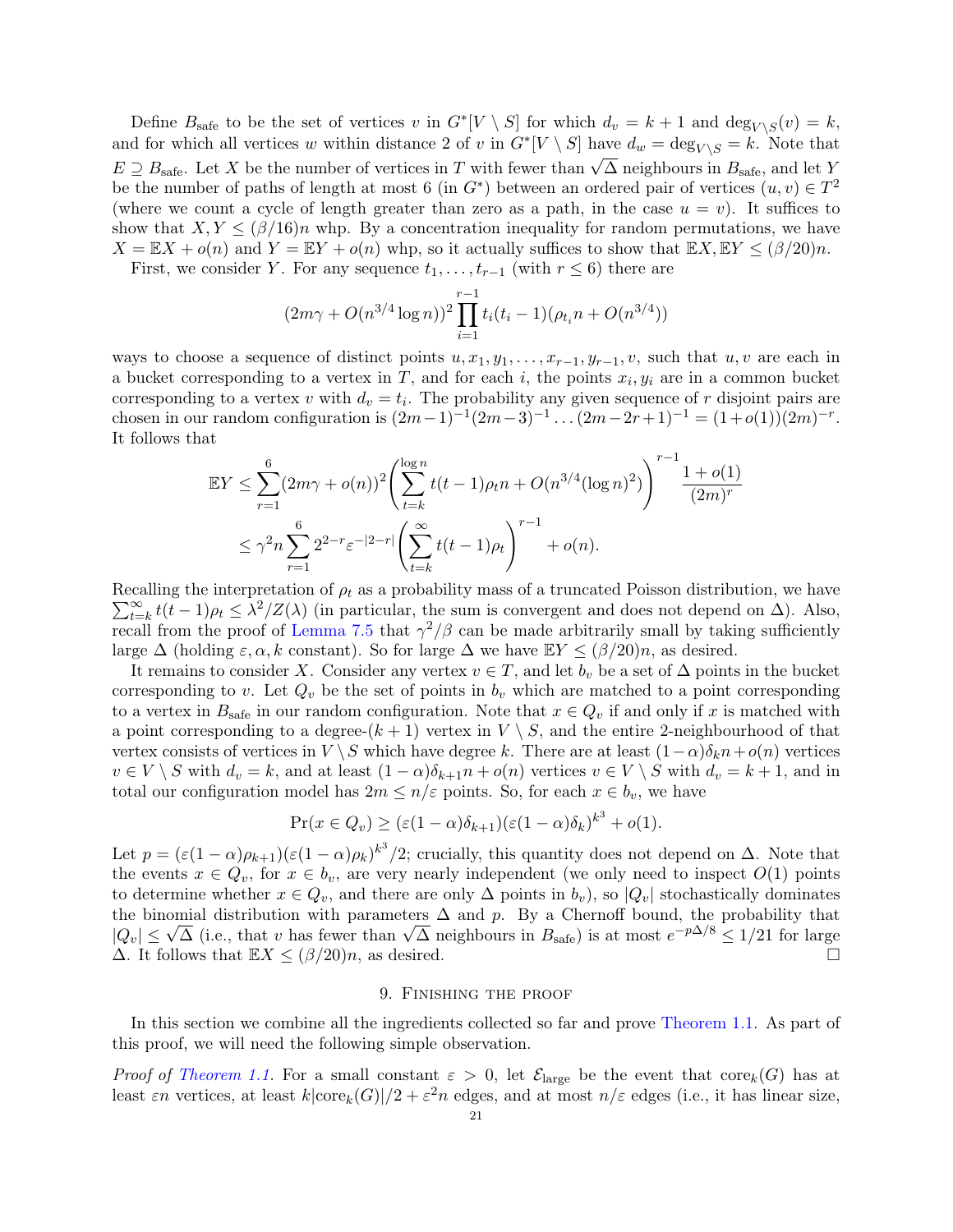Define $B_{\mathrm{safe}}$ to be the set of vertices $v$ in $G^*[V\setminus S]$ for which $d_v = k+1$ and $\deg_{V\setminus S}(v) = k$, and for which all vertices $w$ within distance 2 of $v$ in $G^*[V\setminus S]$ have $d_w = \deg_{V\setminus S} = k$. Note that $E \supseteq B_{\mathrm{safe}}$. Let $X$ be the number of vertices in $T$ with fewer than $\sqrt{\Delta}$ neighbours in $B_{\mathrm{safe}}$, and let $Y$ be the number of paths of length at most 6 (in $G^*$) between an ordered pair of vertices $(u,v)\in T^2$ (where we count a cycle of length greater than zero as a path, in the case $u=v$). It suffices to show that $X, Y \le (\beta/16)n$ whp. By a concentration inequality for random permutations, we have $X = \mathbb{E}X + o(n)$ and $Y = \mathbb{E}Y + o(n)$ whp, so it actually suffices to show that $\mathbb{E}X, \mathbb{E}Y \le (\beta/20)n$.

First, we consider $Y$. For any sequence $t_1,\dots,t_{r-1}$ (with $r\le 6$) there are

$$(2m\gamma + O(n^{3/4}\log n))^2 \prod_{i=1}^{r-1} t_i(t_i-1)(\rho_{t_i}n + O(n^{3/4}))$$

ways to choose a sequence of distinct points $u, x_1, y_1, \dots, x_{r-1}, y_{r-1}, v$, such that $u, v$ are each in a bucket corresponding to a vertex in $T$, and for each $i$, the points $x_i, y_i$ are in a common bucket corresponding to a vertex $v$ with $d_v = t_i$. The probability any given sequence of $r$ disjoint pairs are chosen in our random configuration is $(2m-1)^{-1}(2m-3)^{-1}\dots(2m-2r+1)^{-1} = (1+o(1))(2m)^{-r}$. It follows that

$$\begin{aligned}
\mathbb{E}Y &\le \sum_{r=1}^{6}(2m\gamma + o(n))^2\left(\sum_{t=k}^{\log n} t(t-1)\rho_t n + O(n^{3/4}(\log n)^2)\right)^{r-1}\frac{1+o(1)}{(2m)^r}\\
&\le \gamma^2 n\sum_{r=1}^{6} 2^{2-r}\varepsilon^{-|2-r|}\left(\sum_{t=k}^{\infty} t(t-1)\rho_t\right)^{r-1} + o(n).
\end{aligned}$$

Recalling the interpretation of $\rho_t$ as a probability mass of a truncated Poisson distribution, we have $\sum_{t=k}^{\infty} t(t-1)\rho_t \le \lambda^2/Z(\lambda)$ (in particular, the sum is convergent and does not depend on $\Delta$). Also, recall from the proof of Lemma 7.5 that $\gamma^2/\beta$ can be made arbitrarily small by taking sufficiently large $\Delta$ (holding $\varepsilon, \alpha, k$ constant). So for large $\Delta$ we have $\mathbb{E}Y \le (\beta/20)n$, as desired.

It remains to consider $X$. Consider any vertex $v\in T$, and let $b_v$ be a set of $\Delta$ points in the bucket corresponding to $v$. Let $Q_v$ be the set of points in $b_v$ which are matched to a point corresponding to a vertex in $B_{\mathrm{safe}}$ in our random configuration. Note that $x\in Q_v$ if and only if $x$ is matched with a point corresponding to a degree-$(k+1)$ vertex in $V\setminus S$, and the entire 2-neighbourhood of that vertex consists of vertices in $V\setminus S$ which have degree $k$. There are at least $(1-\alpha)\delta_k n + o(n)$ vertices $v\in V\setminus S$ with $d_v = k$, and at least $(1-\alpha)\delta_{k+1}n + o(n)$ vertices $v\in V\setminus S$ with $d_v = k+1$, and in total our configuration model has $2m \le n/\varepsilon$ points. So, for each $x\in b_v$, we have

$$\Pr(x\in Q_v) \ge (\varepsilon(1-\alpha)\delta_{k+1})(\varepsilon(1-\alpha)\delta_k)^{k^3} + o(1).$$

Let $p = (\varepsilon(1-\alpha)\rho_{k+1})(\varepsilon(1-\alpha)\rho_k)^{k^3}/2$; crucially, this quantity does not depend on $\Delta$. Note that the events $x\in Q_v$, for $x\in b_v$, are very nearly independent (we only need to inspect $O(1)$ points to determine whether $x\in Q_v$, and there are only $\Delta$ points in $b_v$), so $|Q_v|$ stochastically dominates the binomial distribution with parameters $\Delta$ and $p$. By a Chernoff bound, the probability that $|Q_v|\le\sqrt{\Delta}$ (i.e., that $v$ has fewer than $\sqrt{\Delta}$ neighbours in $B_{\mathrm{safe}}$) is at most $e^{-p\Delta/8}\le 1/21$ for large $\Delta$. It follows that $\mathbb{E}X \le (\beta/20)n$, as desired. $\square$

## 9. Finishing the proof

In this section we combine all the ingredients collected so far and prove Theorem 1.1. As part of this proof, we will need the following simple observation.

*Proof of Theorem 1.1.* For a small constant $\varepsilon > 0$, let $\mathcal{E}_{\mathrm{large}}$ be the event that $\mathrm{core}_k(G)$ has at least $\varepsilon n$ vertices, at least $k|\mathrm{core}_k(G)|/2 + \varepsilon^2 n$ edges, and at most $n/\varepsilon$ edges (i.e., it has linear size,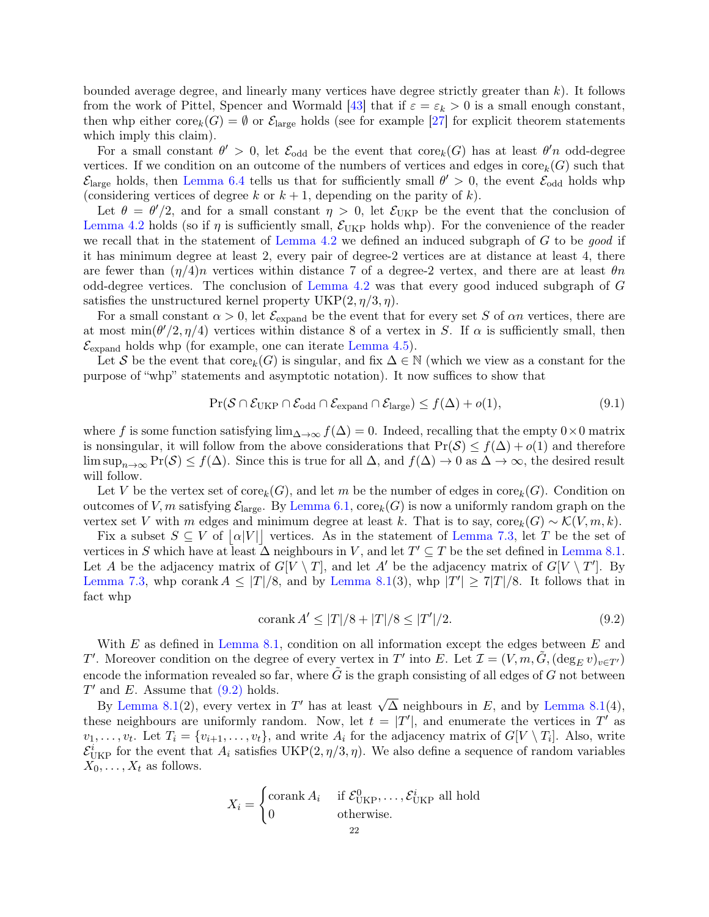bounded average degree, and linearly many vertices have degree strictly greater than $k$). It follows from the work of Pittel, Spencer and Wormald [43] that if $\varepsilon = \varepsilon_k > 0$ is a small enough constant, then whp either $\mathrm{core}_k(G) = \emptyset$ or $\mathcal{E}_{\mathrm{large}}$ holds (see for example [27] for explicit theorem statements which imply this claim).

For a small constant $\theta' > 0$, let $\mathcal{E}_{\mathrm{odd}}$ be the event that $\mathrm{core}_k(G)$ has at least $\theta' n$ odd-degree vertices. If we condition on an outcome of the numbers of vertices and edges in $\mathrm{core}_k(G)$ such that $\mathcal{E}_{\mathrm{large}}$ holds, then Lemma 6.4 tells us that for sufficiently small $\theta' > 0$, the event $\mathcal{E}_{\mathrm{odd}}$ holds whp (considering vertices of degree $k$ or $k+1$, depending on the parity of $k$).

Let $\theta = \theta'/2$, and for a small constant $\eta > 0$, let $\mathcal{E}_{\mathrm{UKP}}$ be the event that the conclusion of Lemma 4.2 holds (so if $\eta$ is sufficiently small, $\mathcal{E}_{\mathrm{UKP}}$ holds whp). For the convenience of the reader we recall that in the statement of Lemma 4.2 we defined an induced subgraph of $G$ to be *good* if it has minimum degree at least 2, every pair of degree-2 vertices are at distance at least 4, there are fewer than $(\eta/4)n$ vertices within distance 7 of a degree-2 vertex, and there are at least $\theta n$ odd-degree vertices. The conclusion of Lemma 4.2 was that every good induced subgraph of $G$ satisfies the unstructured kernel property $\mathrm{UKP}(2, \eta/3, \eta)$.

For a small constant $\alpha > 0$, let $\mathcal{E}_{\mathrm{expand}}$ be the event that for every set $S$ of $\alpha n$ vertices, there are at most $\min(\theta'/2, \eta/4)$ vertices within distance 8 of a vertex in $S$. If $\alpha$ is sufficiently small, then $\mathcal{E}_{\mathrm{expand}}$ holds whp (for example, one can iterate Lemma 4.5).

Let $\mathcal{S}$ be the event that $\mathrm{core}_k(G)$ is singular, and fix $\Delta \in \mathbb{N}$ (which we view as a constant for the purpose of "whp" statements and asymptotic notation). It now suffices to show that

$$\Pr(\mathcal{S} \cap \mathcal{E}_{\mathrm{UKP}} \cap \mathcal{E}_{\mathrm{odd}} \cap \mathcal{E}_{\mathrm{expand}} \cap \mathcal{E}_{\mathrm{large}}) \le f(\Delta) + o(1), \tag{9.1}$$

where $f$ is some function satisfying $\lim_{\Delta \to \infty} f(\Delta) = 0$. Indeed, recalling that the empty $0 \times 0$ matrix is nonsingular, it will follow from the above considerations that $\Pr(\mathcal{S}) \le f(\Delta) + o(1)$ and therefore $\limsup_{n\to\infty} \Pr(\mathcal{S}) \le f(\Delta)$. Since this is true for all $\Delta$, and $f(\Delta) \to 0$ as $\Delta \to \infty$, the desired result will follow.

Let $V$ be the vertex set of $\mathrm{core}_k(G)$, and let $m$ be the number of edges in $\mathrm{core}_k(G)$. Condition on outcomes of $V, m$ satisfying $\mathcal{E}_{\mathrm{large}}$. By Lemma 6.1, $\mathrm{core}_k(G)$ is now a uniformly random graph on the vertex set $V$ with $m$ edges and minimum degree at least $k$. That is to say, $\mathrm{core}_k(G) \sim \mathcal{K}(V, m, k)$.

Fix a subset $S \subseteq V$ of $\lfloor \alpha|V| \rfloor$ vertices. As in the statement of Lemma 7.3, let $T$ be the set of vertices in $S$ which have at least $\Delta$ neighbours in $V$, and let $T' \subseteq T$ be the set defined in Lemma 8.1. Let $A$ be the adjacency matrix of $G[V \setminus T]$, and let $A'$ be the adjacency matrix of $G[V \setminus T']$. By Lemma 7.3, whp $\mathrm{corank}\, A \le |T|/8$, and by Lemma 8.1(3), whp $|T'| \ge 7|T|/8$. It follows that in fact whp

$$\mathrm{corank}\, A' \le |T|/8 + |T|/8 \le |T'|/2. \tag{9.2}$$

With $E$ as defined in Lemma 8.1, condition on all information except the edges between $E$ and $T'$. Moreover condition on the degree of every vertex in $T'$ into $E$. Let $\mathcal{I} = (V, m, \tilde{G}, (\deg_E v)_{v \in T'})$ encode the information revealed so far, where $\tilde{G}$ is the graph consisting of all edges of $G$ not between $T'$ and $E$. Assume that (9.2) holds.

By Lemma 8.1(2), every vertex in $T'$ has at least $\sqrt{\Delta}$ neighbours in $E$, and by Lemma 8.1(4), these neighbours are uniformly random. Now, let $t = |T'|$, and enumerate the vertices in $T'$ as $v_1, \dots, v_t$. Let $T_i = \{v_{i+1}, \dots, v_t\}$, and write $A_i$ for the adjacency matrix of $G[V \setminus T_i]$. Also, write $\mathcal{E}^i_{\mathrm{UKP}}$ for the event that $A_i$ satisfies $\mathrm{UKP}(2, \eta/3, \eta)$. We also define a sequence of random variables $X_0, \dots, X_t$ as follows.

$$X_i = \begin{cases} \mathrm{corank}\, A_i & \text{if } \mathcal{E}^0_{\mathrm{UKP}}, \dots, \mathcal{E}^i_{\mathrm{UKP}} \text{ all hold} \\ 0 & \text{otherwise.} \end{cases}$$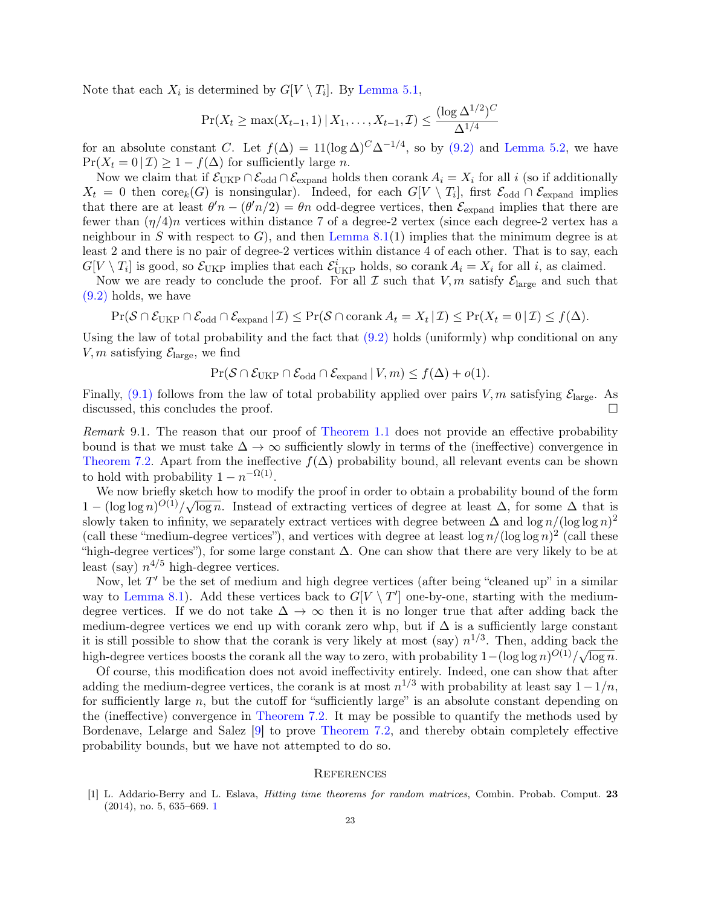Note that each $X_i$ is determined by $G[V \setminus T_i]$. By Lemma 5.1,

$$\Pr(X_t \geq \max(X_{t-1}, 1) \,|\, X_1, \dots, X_{t-1}, \mathcal{I}) \leq \frac{(\log \Delta^{1/2})^C}{\Delta^{1/4}}$$

for an absolute constant $C$. Let $f(\Delta) = 11(\log \Delta)^C \Delta^{-1/4}$, so by (9.2) and Lemma 5.2, we have $\Pr(X_t = 0 \,|\, \mathcal{I}) \geq 1 - f(\Delta)$ for sufficiently large $n$.

Now we claim that if $\mathcal{E}_{\text{UKP}} \cap \mathcal{E}_{\text{odd}} \cap \mathcal{E}_{\text{expand}}$ holds then $\operatorname{corank} A_i = X_i$ for all $i$ (so if additionally $X_t = 0$ then $\operatorname{core}_k(G)$ is nonsingular). Indeed, for each $G[V \setminus T_i]$, first $\mathcal{E}_{\text{odd}} \cap \mathcal{E}_{\text{expand}}$ implies that there are at least $\theta' n - (\theta' n/2) = \theta n$ odd-degree vertices, then $\mathcal{E}_{\text{expand}}$ implies that there are fewer than $(\eta/4)n$ vertices within distance 7 of a degree-2 vertex (since each degree-2 vertex has a neighbour in $S$ with respect to $G$), and then Lemma 8.1(1) implies that the minimum degree is at least 2 and there is no pair of degree-2 vertices within distance 4 of each other. That is to say, each $G[V \setminus T_i]$ is good, so $\mathcal{E}_{\text{UKP}}$ implies that each $\mathcal{E}^i_{\text{UKP}}$ holds, so $\operatorname{corank} A_i = X_i$ for all $i$, as claimed.

Now we are ready to conclude the proof. For all $\mathcal{I}$ such that $V, m$ satisfy $\mathcal{E}_{\text{large}}$ and such that (9.2) holds, we have

$$\Pr(\mathcal{S} \cap \mathcal{E}_{\text{UKP}} \cap \mathcal{E}_{\text{odd}} \cap \mathcal{E}_{\text{expand}} \,|\, \mathcal{I}) \leq \Pr(\mathcal{S} \cap \operatorname{corank} A_t = X_t \,|\, \mathcal{I}) \leq \Pr(X_t = 0 \,|\, \mathcal{I}) \leq f(\Delta).$$

Using the law of total probability and the fact that (9.2) holds (uniformly) whp conditional on any $V, m$ satisfying $\mathcal{E}_{\text{large}}$, we find

$$\Pr(\mathcal{S} \cap \mathcal{E}_{\text{UKP}} \cap \mathcal{E}_{\text{odd}} \cap \mathcal{E}_{\text{expand}} \,|\, V, m) \leq f(\Delta) + o(1).$$

Finally, (9.1) follows from the law of total probability applied over pairs $V, m$ satisfying $\mathcal{E}_{\text{large}}$. As discussed, this concludes the proof. □

*Remark* 9.1. The reason that our proof of Theorem 1.1 does not provide an effective probability bound is that we must take $\Delta \to \infty$ sufficiently slowly in terms of the (ineffective) convergence in Theorem 7.2. Apart from the ineffective $f(\Delta)$ probability bound, all relevant events can be shown to hold with probability $1 - n^{-\Omega(1)}$.

We now briefly sketch how to modify the proof in order to obtain a probability bound of the form $1 - (\log \log n)^{O(1)}/\sqrt{\log n}$. Instead of extracting vertices of degree at least $\Delta$, for some $\Delta$ that is slowly taken to infinity, we separately extract vertices with degree between $\Delta$ and $\log n/(\log \log n)^2$ (call these "medium-degree vertices"), and vertices with degree at least $\log n/(\log \log n)^2$ (call these "high-degree vertices"), for some large constant $\Delta$. One can show that there are very likely to be at least (say) $n^{4/5}$ high-degree vertices.

Now, let $T'$ be the set of medium and high degree vertices (after being "cleaned up" in a similar way to Lemma 8.1). Add these vertices back to $G[V \setminus T']$ one-by-one, starting with the medium-degree vertices. If we do not take $\Delta \to \infty$ then it is no longer true that after adding back the medium-degree vertices we end up with corank zero whp, but if $\Delta$ is a sufficiently large constant it is still possible to show that the corank is very likely at most (say) $n^{1/3}$. Then, adding back the high-degree vertices boosts the corank all the way to zero, with probability $1 - (\log \log n)^{O(1)}/\sqrt{\log n}$.

Of course, this modification does not avoid ineffectivity entirely. Indeed, one can show that after adding the medium-degree vertices, the corank is at most $n^{1/3}$ with probability at least say $1 - 1/n$, for sufficiently large $n$, but the cutoff for "sufficiently large" is an absolute constant depending on the (ineffective) convergence in Theorem 7.2. It may be possible to quantify the methods used by Bordenave, Lelarge and Salez [9] to prove Theorem 7.2, and thereby obtain completely effective probability bounds, but we have not attempted to do so.

## References

[1] L. Addario-Berry and L. Eslava, *Hitting time theorems for random matrices*, Combin. Probab. Comput. **23** (2014), no. 5, 635–669. 1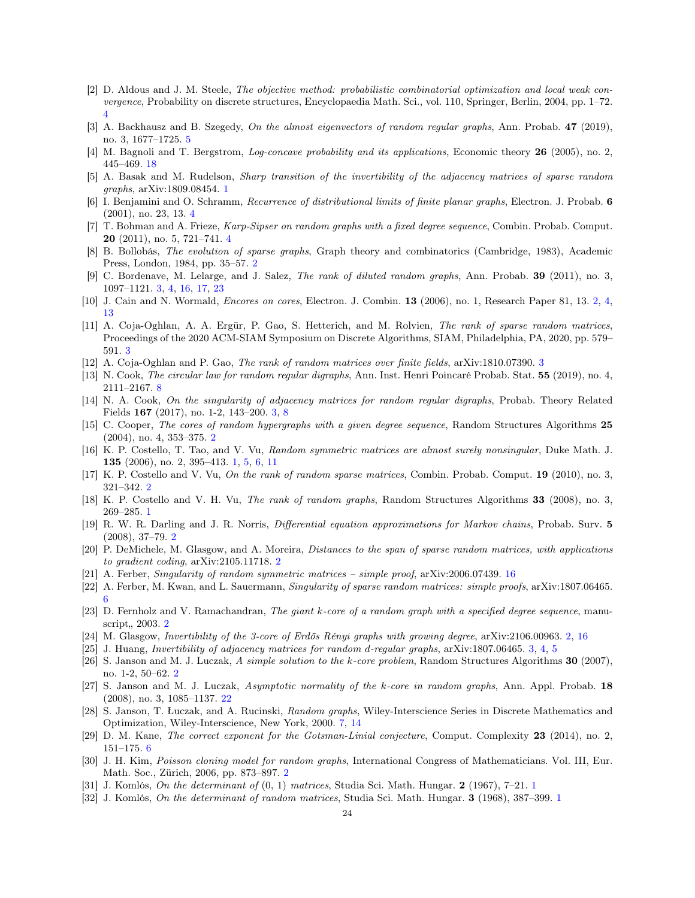[2] D. Aldous and J. M. Steele, *The objective method: probabilistic combinatorial optimization and local weak convergence*, Probability on discrete structures, Encyclopaedia Math. Sci., vol. 110, Springer, Berlin, 2004, pp. 1–72. 4

[3] A. Backhausz and B. Szegedy, *On the almost eigenvectors of random regular graphs*, Ann. Probab. **47** (2019), no. 3, 1677–1725. 5

[4] M. Bagnoli and T. Bergstrom, *Log-concave probability and its applications*, Economic theory **26** (2005), no. 2, 445–469. 18

[5] A. Basak and M. Rudelson, *Sharp transition of the invertibility of the adjacency matrices of sparse random graphs*, arXiv:1809.08454. 1

[6] I. Benjamini and O. Schramm, *Recurrence of distributional limits of finite planar graphs*, Electron. J. Probab. **6** (2001), no. 23, 13. 4

[7] T. Bohman and A. Frieze, *Karp-Sipser on random graphs with a fixed degree sequence*, Combin. Probab. Comput. **20** (2011), no. 5, 721–741. 4

[8] B. Bollobás, *The evolution of sparse graphs*, Graph theory and combinatorics (Cambridge, 1983), Academic Press, London, 1984, pp. 35–57. 2

[9] C. Bordenave, M. Lelarge, and J. Salez, *The rank of diluted random graphs*, Ann. Probab. **39** (2011), no. 3, 1097–1121. 3, 4, 16, 17, 23

[10] J. Cain and N. Wormald, *Encores on cores*, Electron. J. Combin. **13** (2006), no. 1, Research Paper 81, 13. 2, 4, 13

[11] A. Coja-Oghlan, A. A. Ergür, P. Gao, S. Hetterich, and M. Rolvien, *The rank of sparse random matrices*, Proceedings of the 2020 ACM-SIAM Symposium on Discrete Algorithms, SIAM, Philadelphia, PA, 2020, pp. 579–591. 3

[12] A. Coja-Oghlan and P. Gao, *The rank of random matrices over finite fields*, arXiv:1810.07390. 3

[13] N. Cook, *The circular law for random regular digraphs*, Ann. Inst. Henri Poincaré Probab. Stat. **55** (2019), no. 4, 2111–2167. 8

[14] N. A. Cook, *On the singularity of adjacency matrices for random regular digraphs*, Probab. Theory Related Fields **167** (2017), no. 1-2, 143–200. 3, 8

[15] C. Cooper, *The cores of random hypergraphs with a given degree sequence*, Random Structures Algorithms **25** (2004), no. 4, 353–375. 2

[16] K. P. Costello, T. Tao, and V. Vu, *Random symmetric matrices are almost surely nonsingular*, Duke Math. J. **135** (2006), no. 2, 395–413. 1, 5, 6, 11

[17] K. P. Costello and V. Vu, *On the rank of random sparse matrices*, Combin. Probab. Comput. **19** (2010), no. 3, 321–342. 2

[18] K. P. Costello and V. H. Vu, *The rank of random graphs*, Random Structures Algorithms **33** (2008), no. 3, 269–285. 1

[19] R. W. R. Darling and J. R. Norris, *Differential equation approximations for Markov chains*, Probab. Surv. **5** (2008), 37–79. 2

[20] P. DeMichele, M. Glasgow, and A. Moreira, *Distances to the span of sparse random matrices, with applications to gradient coding*, arXiv:2105.11718. 2

[21] A. Ferber, *Singularity of random symmetric matrices – simple proof*, arXiv:2006.07439. 16

[22] A. Ferber, M. Kwan, and L. Sauermann, *Singularity of sparse random matrices: simple proofs*, arXiv:1807.06465. 6

[23] D. Fernholz and V. Ramachandran, *The giant k-core of a random graph with a specified degree sequence*, manuscript,, 2003. 2

[24] M. Glasgow, *Invertibility of the 3-core of Erdős Rényi graphs with growing degree*, arXiv:2106.00963. 2, 16

[25] J. Huang, *Invertibility of adjacency matrices for random d-regular graphs*, arXiv:1807.06465. 3, 4, 5

[26] S. Janson and M. J. Luczak, *A simple solution to the k-core problem*, Random Structures Algorithms **30** (2007), no. 1-2, 50–62. 2

[27] S. Janson and M. J. Luczak, *Asymptotic normality of the k-core in random graphs*, Ann. Appl. Probab. **18** (2008), no. 3, 1085–1137. 22

[28] S. Janson, T. Łuczak, and A. Rucinski, *Random graphs*, Wiley-Interscience Series in Discrete Mathematics and Optimization, Wiley-Interscience, New York, 2000. 7, 14

[29] D. M. Kane, *The correct exponent for the Gotsman-Linial conjecture*, Comput. Complexity **23** (2014), no. 2, 151–175. 6

[30] J. H. Kim, *Poisson cloning model for random graphs*, International Congress of Mathematicians. Vol. III, Eur. Math. Soc., Zürich, 2006, pp. 873–897. 2

[31] J. Komlós, *On the determinant of (0, 1) matrices*, Studia Sci. Math. Hungar. **2** (1967), 7–21. 1

[32] J. Komlós, *On the determinant of random matrices*, Studia Sci. Math. Hungar. **3** (1968), 387–399. 1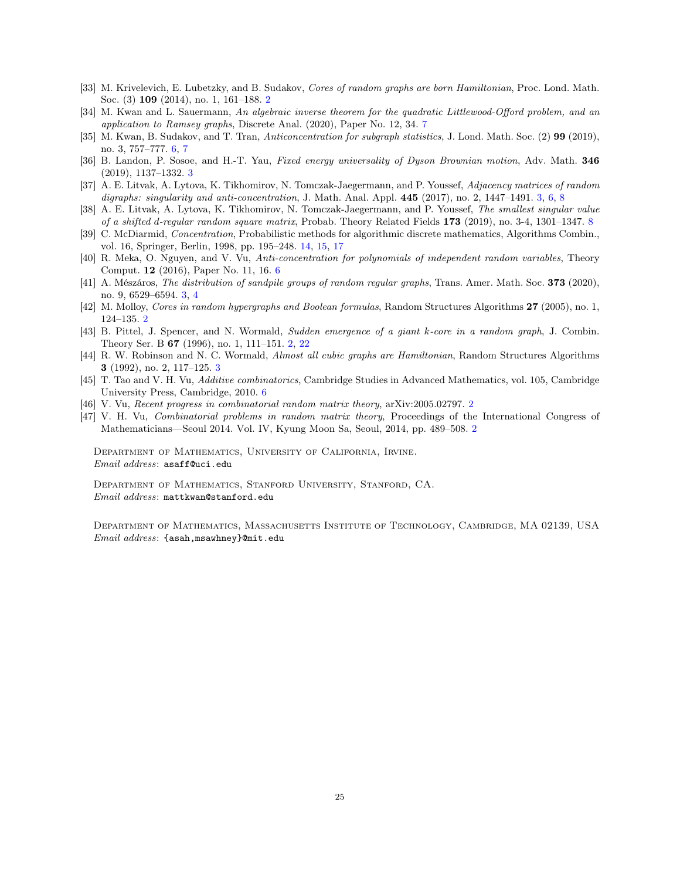[33] M. Krivelevich, E. Lubetzky, and B. Sudakov, *Cores of random graphs are born Hamiltonian*, Proc. Lond. Math. Soc. (3) **109** (2014), no. 1, 161–188. 2

[34] M. Kwan and L. Sauermann, *An algebraic inverse theorem for the quadratic Littlewood-Offord problem, and an application to Ramsey graphs*, Discrete Anal. (2020), Paper No. 12, 34. 7

[35] M. Kwan, B. Sudakov, and T. Tran, *Anticoncentration for subgraph statistics*, J. Lond. Math. Soc. (2) **99** (2019), no. 3, 757–777. 6, 7

[36] B. Landon, P. Sosoe, and H.-T. Yau, *Fixed energy universality of Dyson Brownian motion*, Adv. Math. **346** (2019), 1137–1332. 3

[37] A. E. Litvak, A. Lytova, K. Tikhomirov, N. Tomczak-Jaegermann, and P. Youssef, *Adjacency matrices of random digraphs: singularity and anti-concentration*, J. Math. Anal. Appl. **445** (2017), no. 2, 1447–1491. 3, 6, 8

[38] A. E. Litvak, A. Lytova, K. Tikhomirov, N. Tomczak-Jaegermann, and P. Youssef, *The smallest singular value of a shifted d-regular random square matrix*, Probab. Theory Related Fields **173** (2019), no. 3-4, 1301–1347. 8

[39] C. McDiarmid, *Concentration*, Probabilistic methods for algorithmic discrete mathematics, Algorithms Combin., vol. 16, Springer, Berlin, 1998, pp. 195–248. 14, 15, 17

[40] R. Meka, O. Nguyen, and V. Vu, *Anti-concentration for polynomials of independent random variables*, Theory Comput. **12** (2016), Paper No. 11, 16. 6

[41] A. Mészáros, *The distribution of sandpile groups of random regular graphs*, Trans. Amer. Math. Soc. **373** (2020), no. 9, 6529–6594. 3, 4

[42] M. Molloy, *Cores in random hypergraphs and Boolean formulas*, Random Structures Algorithms **27** (2005), no. 1, 124–135. 2

[43] B. Pittel, J. Spencer, and N. Wormald, *Sudden emergence of a giant k-core in a random graph*, J. Combin. Theory Ser. B **67** (1996), no. 1, 111–151. 2, 22

[44] R. W. Robinson and N. C. Wormald, *Almost all cubic graphs are Hamiltonian*, Random Structures Algorithms **3** (1992), no. 2, 117–125. 3

[45] T. Tao and V. H. Vu, *Additive combinatorics*, Cambridge Studies in Advanced Mathematics, vol. 105, Cambridge University Press, Cambridge, 2010. 6

[46] V. Vu, *Recent progress in combinatorial random matrix theory*, arXiv:2005.02797. 2

[47] V. H. Vu, *Combinatorial problems in random matrix theory*, Proceedings of the International Congress of Mathematicians—Seoul 2014. Vol. IV, Kyung Moon Sa, Seoul, 2014, pp. 489–508. 2

Department of Mathematics, University of California, Irvine.
*Email address*: asaff@uci.edu

Department of Mathematics, Stanford University, Stanford, CA.
*Email address*: mattkwan@stanford.edu

Department of Mathematics, Massachusetts Institute of Technology, Cambridge, MA 02139, USA
*Email address*: {asah,msawhney}@mit.edu